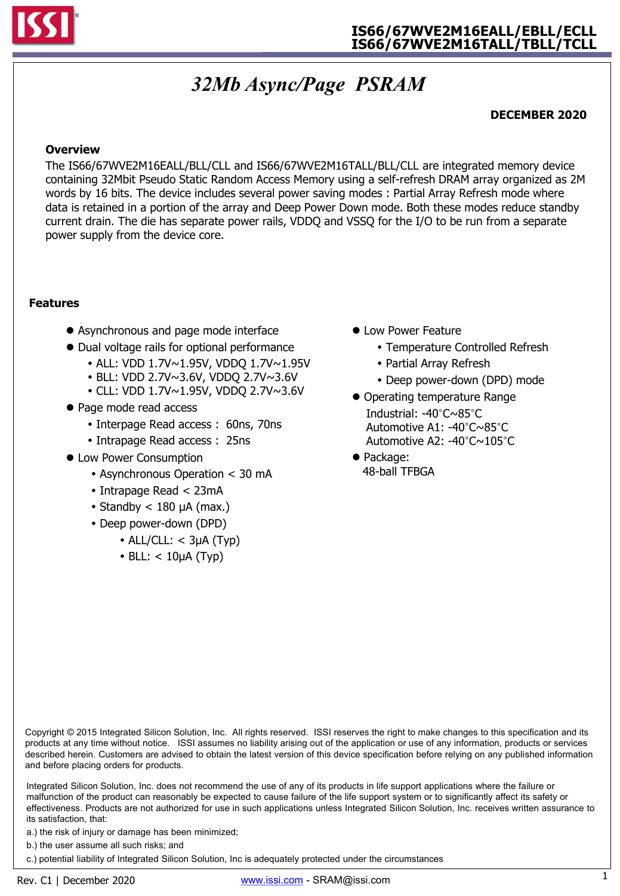# IS66/67WVE2M16EALL/EBLL/ECLL
# IS66/67WVE2M16TALL/TBLL/TCLL

## *32Mb Async/Page PSRAM*

**DECEMBER 2020**

### Overview

The IS66/67WVE2M16EALL/BLL/CLL and IS66/67WVE2M16TALL/BLL/CLL are integrated memory device containing 32Mbit Pseudo Static Random Access Memory using a self-refresh DRAM array organized as 2M words by 16 bits. The device includes several power saving modes : Partial Array Refresh mode where data is retained in a portion of the array and Deep Power Down mode. Both these modes reduce standby current drain. The die has separate power rails, VDDQ and VSSQ for the I/O to be run from a separate power supply from the device core.

### Features

- Asynchronous and page mode interface
- Dual voltage rails for optional performance
  - ALL: VDD 1.7V~1.95V, VDDQ 1.7V~1.95V
  - BLL: VDD 2.7V~3.6V, VDDQ 2.7V~3.6V
  - CLL: VDD 1.7V~1.95V, VDDQ 2.7V~3.6V
- Page mode read access
  - Interpage Read access : 60ns, 70ns
  - Intrapage Read access : 25ns
- Low Power Consumption
  - Asynchronous Operation < 30 mA
  - Intrapage Read < 23mA
  - Standby < 180 µA (max.)
  - Deep power-down (DPD)
    - ALL/CLL: < 3µA (Typ)
    - BLL: < 10µA (Typ)
- Low Power Feature
  - Temperature Controlled Refresh
  - Partial Array Refresh
  - Deep power-down (DPD) mode
- Operating temperature Range
  Industrial: -40°C~85°C
  Automotive A1: -40°C~85°C
  Automotive A2: -40°C~105°C
- Package:
  48-ball TFBGA

Copyright © 2015 Integrated Silicon Solution, Inc. All rights reserved. ISSI reserves the right to make changes to this specification and its products at any time without notice. ISSI assumes no liability arising out of the application or use of any information, products or services described herein. Customers are advised to obtain the latest version of this device specification before relying on any published information and before placing orders for products.

Integrated Silicon Solution, Inc. does not recommend the use of any of its products in life support applications where the failure or malfunction of the product can reasonably be expected to cause failure of the life support system or to significantly affect its safety or effectiveness. Products are not authorized for use in such applications unless Integrated Silicon Solution, Inc. receives written assurance to its satisfaction, that:

a.) the risk of injury or damage has been minimized;

b.) the user assume all such risks; and

c.) potential liability of Integrated Silicon Solution, Inc is adequately protected under the circumstances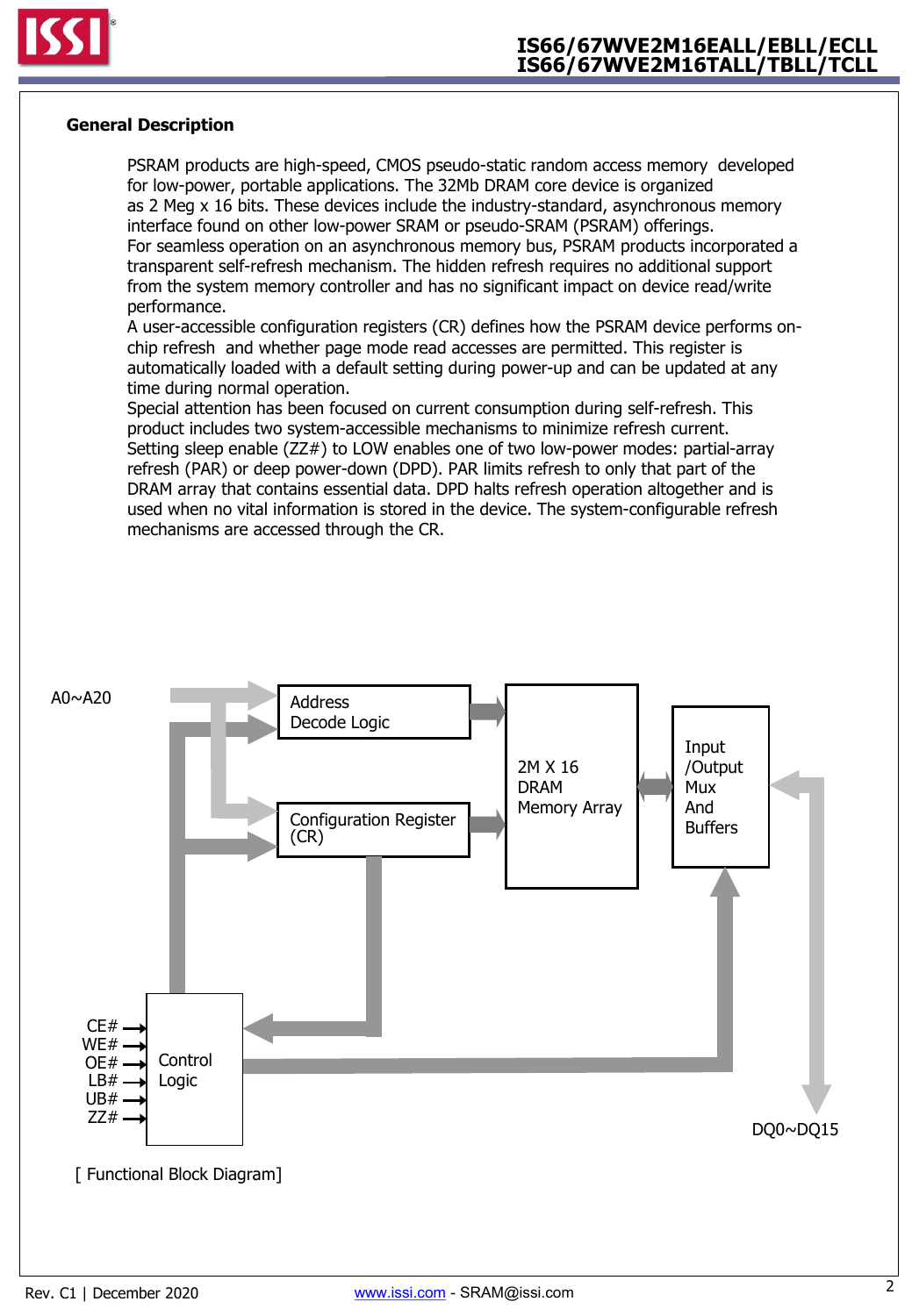## General Description

PSRAM products are high-speed, CMOS pseudo-static random access memory developed for low-power, portable applications. The 32Mb DRAM core device is organized as 2 Meg x 16 bits. These devices include the industry-standard, asynchronous memory interface found on other low-power SRAM or pseudo-SRAM (PSRAM) offerings.
For seamless operation on an asynchronous memory bus, PSRAM products incorporated a transparent self-refresh mechanism. The hidden refresh requires no additional support from the system memory controller and has no significant impact on device read/write performance.
A user-accessible configuration registers (CR) defines how the PSRAM device performs on-chip refresh and whether page mode read accesses are permitted. This register is automatically loaded with a default setting during power-up and can be updated at any time during normal operation.
Special attention has been focused on current consumption during self-refresh. This product includes two system-accessible mechanisms to minimize refresh current. Setting sleep enable (ZZ#) to LOW enables one of two low-power modes: partial-array refresh (PAR) or deep power-down (DPD). PAR limits refresh to only that part of the DRAM array that contains essential data. DPD halts refresh operation altogether and is used when no vital information is stored in the device. The system-configurable refresh mechanisms are accessed through the CR.

A0~A20

Address Decode Logic

Configuration Register (CR)

2M X 16 DRAM Memory Array

Input /Output Mux And Buffers

CE#
WE#
OE#
LB#
UB#
ZZ#

Control Logic

DQ0~DQ15

[ Functional Block Diagram]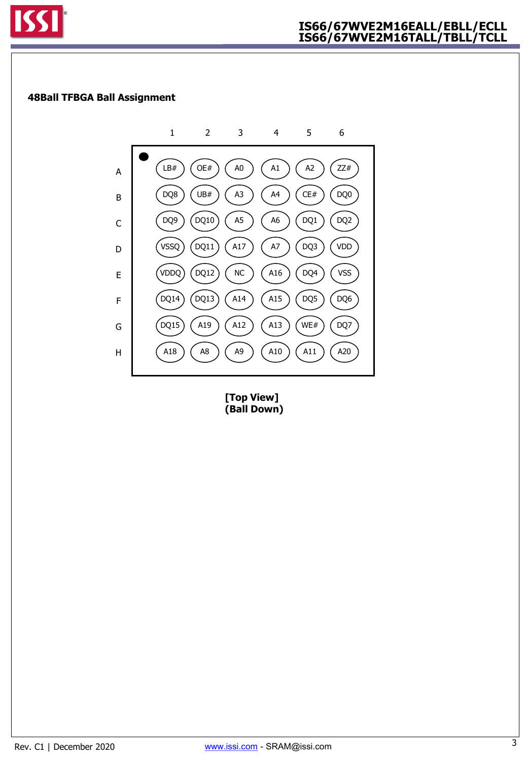## 48Ball TFBGA Ball Assignment

| | 1 | 2 | 3 | 4 | 5 | 6 |
|---|---|---|---|---|---|---|
| A | LB# | OE# | A0 | A1 | A2 | ZZ# |
| B | DQ8 | UB# | A3 | A4 | CE# | DQ0 |
| C | DQ9 | DQ10 | A5 | A6 | DQ1 | DQ2 |
| D | VSSQ | DQ11 | A17 | A7 | DQ3 | VDD |
| E | VDDQ | DQ12 | NC | A16 | DQ4 | VSS |
| F | DQ14 | DQ13 | A14 | A15 | DQ5 | DQ6 |
| G | DQ15 | A19 | A12 | A13 | WE# | DQ7 |
| H | A18 | A8 | A9 | A10 | A11 | A20 |

**[Top View]**
**(Ball Down)**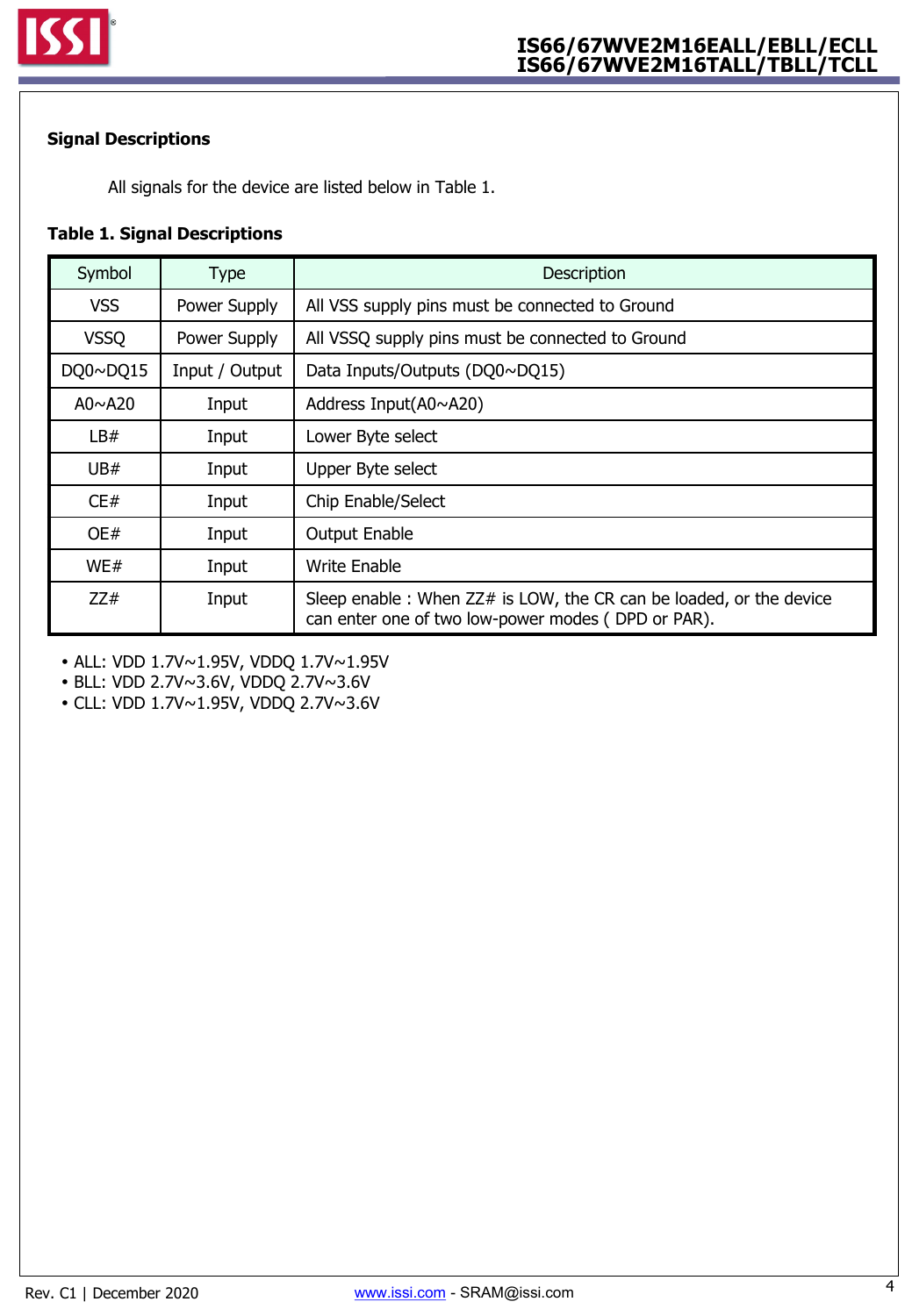## Signal Descriptions

All signals for the device are listed below in Table 1.

**Table 1. Signal Descriptions**

| Symbol | Type | Description |
|---|---|---|
| VSS | Power Supply | All VSS supply pins must be connected to Ground |
| VSSQ | Power Supply | All VSSQ supply pins must be connected to Ground |
| DQ0~DQ15 | Input / Output | Data Inputs/Outputs (DQ0~DQ15) |
| A0~A20 | Input | Address Input(A0~A20) |
| LB# | Input | Lower Byte select |
| UB# | Input | Upper Byte select |
| CE# | Input | Chip Enable/Select |
| OE# | Input | Output Enable |
| WE# | Input | Write Enable |
| ZZ# | Input | Sleep enable : When ZZ# is LOW, the CR can be loaded, or the device can enter one of two low-power modes ( DPD or PAR). |

- ALL: VDD 1.7V~1.95V, VDDQ 1.7V~1.95V
- BLL: VDD 2.7V~3.6V, VDDQ 2.7V~3.6V
- CLL: VDD 1.7V~1.95V, VDDQ 2.7V~3.6V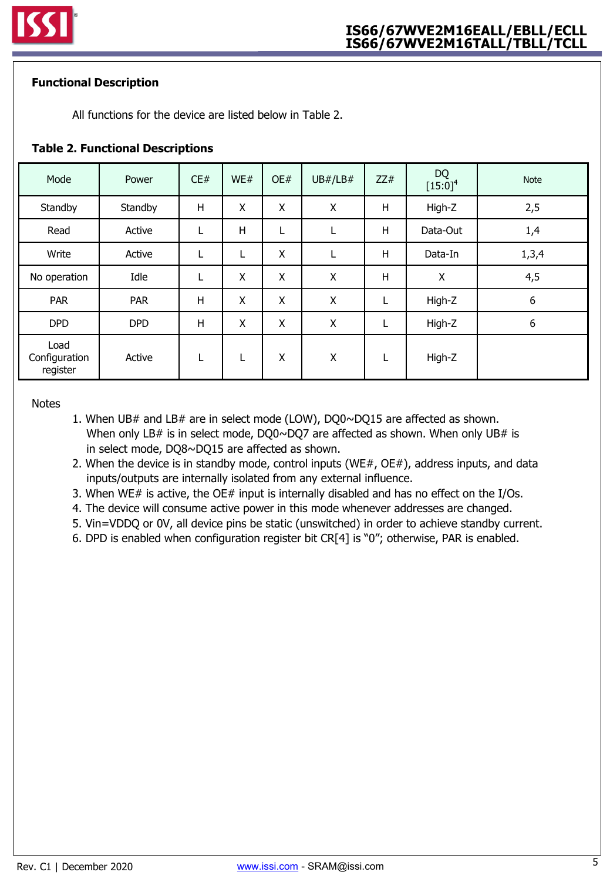## Functional Description

All functions for the device are listed below in Table 2.

### Table 2. Functional Descriptions

| Mode | Power | CE# | WE# | OE# | UB#/LB# | ZZ# | DQ [15:0][4] | Note |
|---|---|---|---|---|---|---|---|---|
| Standby | Standby | H | X | X | X | H | High-Z | 2,5 |
| Read | Active | L | H | L | L | H | Data-Out | 1,4 |
| Write | Active | L | L | X | L | H | Data-In | 1,3,4 |
| No operation | Idle | L | X | X | X | H | X | 4,5 |
| PAR | PAR | H | X | X | X | L | High-Z | 6 |
| DPD | DPD | H | X | X | X | L | High-Z | 6 |
| Load Configuration register | Active | L | L | X | X | L | High-Z | |

Notes

1. When UB# and LB# are in select mode (LOW), DQ0~DQ15 are affected as shown. When only LB# is in select mode, DQ0~DQ7 are affected as shown. When only UB# is in select mode, DQ8~DQ15 are affected as shown.
2. When the device is in standby mode, control inputs (WE#, OE#), address inputs, and data inputs/outputs are internally isolated from any external influence.
3. When WE# is active, the OE# input is internally disabled and has no effect on the I/Os.
4. The device will consume active power in this mode whenever addresses are changed.
5. Vin=VDDQ or 0V, all device pins be static (unswitched) in order to achieve standby current.
6. DPD is enabled when configuration register bit CR[4] is "0"; otherwise, PAR is enabled.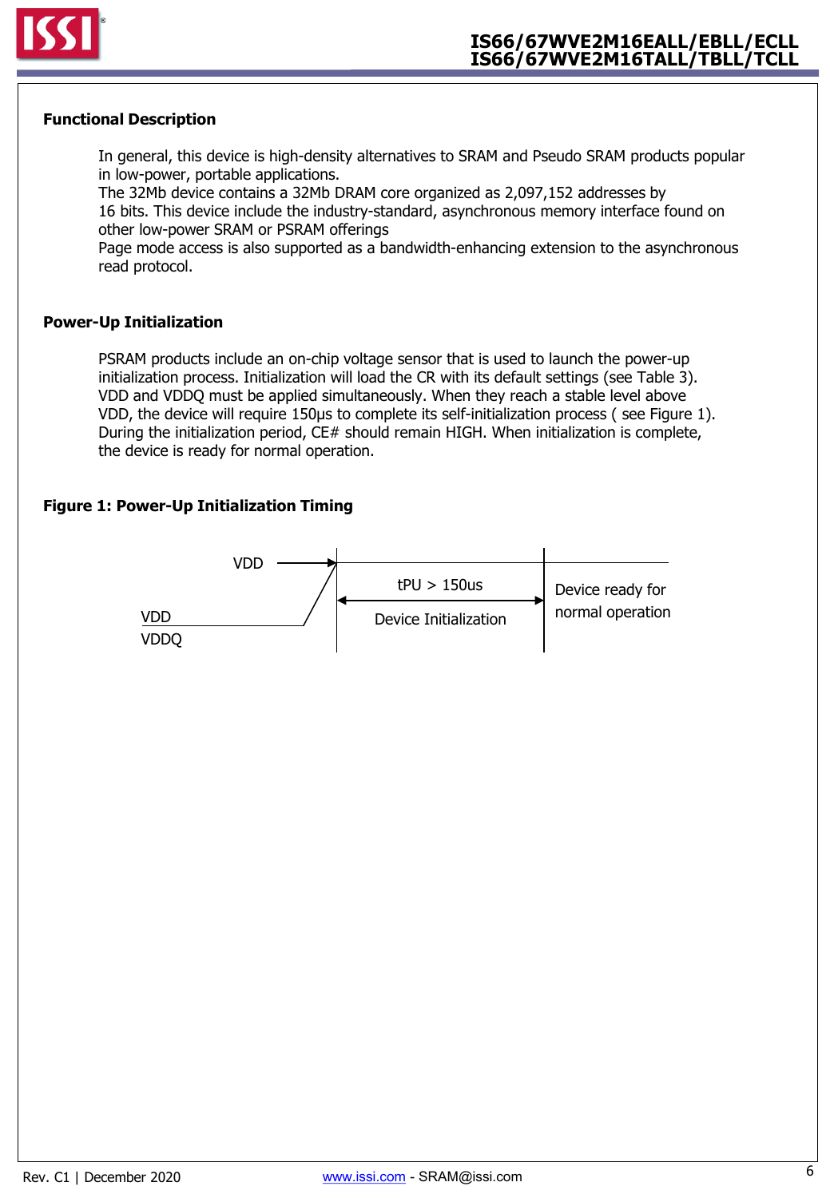## Functional Description

In general, this device is high-density alternatives to SRAM and Pseudo SRAM products popular in low-power, portable applications.
The 32Mb device contains a 32Mb DRAM core organized as 2,097,152 addresses by 16 bits. This device include the industry-standard, asynchronous memory interface found on other low-power SRAM or PSRAM offerings
Page mode access is also supported as a bandwidth-enhancing extension to the asynchronous read protocol.

## Power-Up Initialization

PSRAM products include an on-chip voltage sensor that is used to launch the power-up initialization process. Initialization will load the CR with its default settings (see Table 3). VDD and VDDQ must be applied simultaneously. When they reach a stable level above VDD, the device will require 150µs to complete its self-initialization process ( see Figure 1). During the initialization period, CE# should remain HIGH. When initialization is complete, the device is ready for normal operation.

**Figure 1: Power-Up Initialization Timing**

VDD

VDD
VDDQ

tPU > 150us

Device Initialization

Device ready for normal operation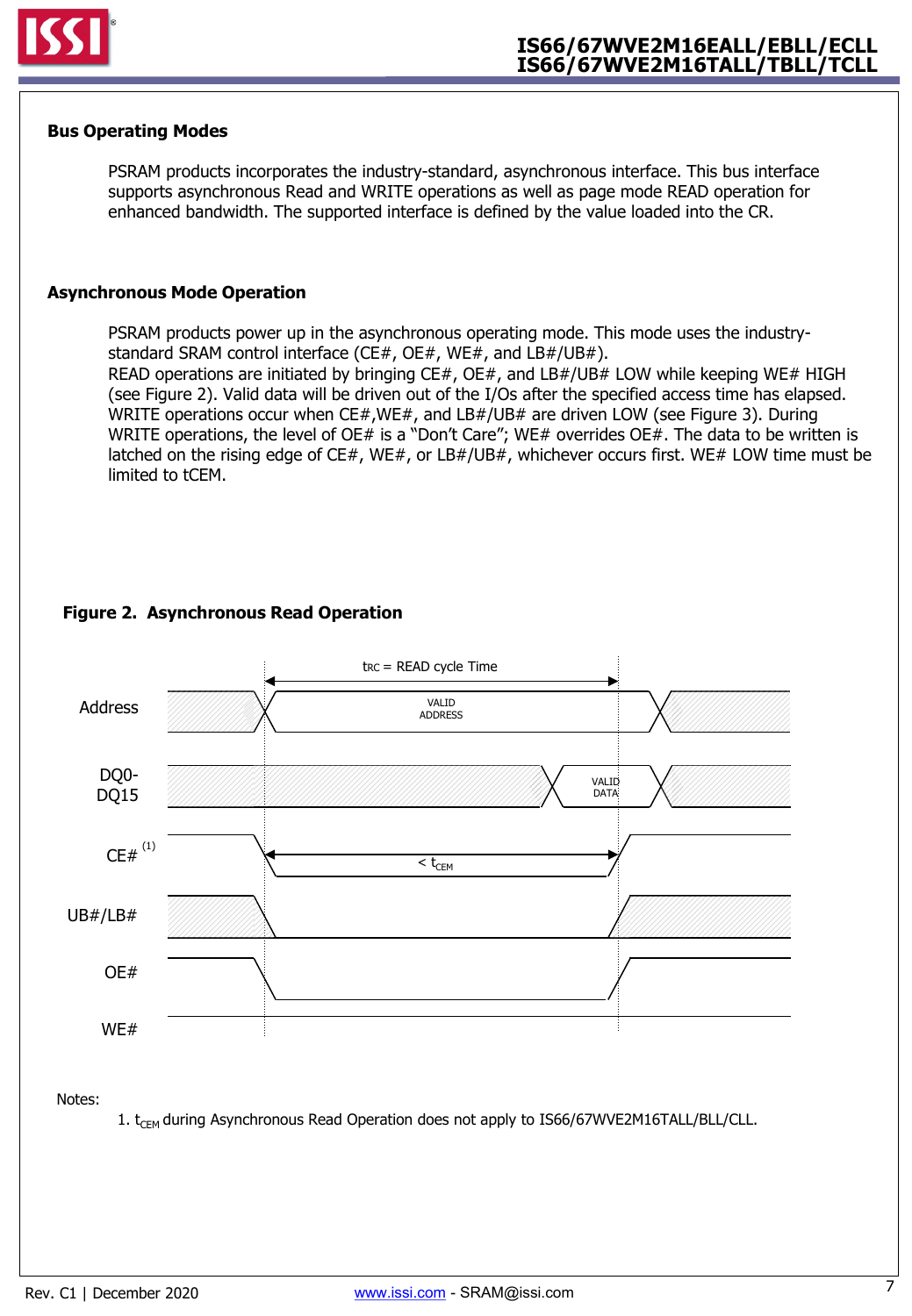## Bus Operating Modes

PSRAM products incorporates the industry-standard, asynchronous interface. This bus interface supports asynchronous Read and WRITE operations as well as page mode READ operation for enhanced bandwidth. The supported interface is defined by the value loaded into the CR.

## Asynchronous Mode Operation

PSRAM products power up in the asynchronous operating mode. This mode uses the industry-standard SRAM control interface (CE#, OE#, WE#, and LB#/UB#).
READ operations are initiated by bringing CE#, OE#, and LB#/UB# LOW while keeping WE# HIGH (see Figure 2). Valid data will be driven out of the I/Os after the specified access time has elapsed.
WRITE operations occur when CE#,WE#, and LB#/UB# are driven LOW (see Figure 3). During WRITE operations, the level of OE# is a "Don't Care"; WE# overrides OE#. The data to be written is latched on the rising edge of CE#, WE#, or LB#/UB#, whichever occurs first. WE# LOW time must be limited to tCEM.

**Figure 2. Asynchronous Read Operation**

Notes:

1. $t_{CEM}$ during Asynchronous Read Operation does not apply to IS66/67WVE2M16TALL/BLL/CLL.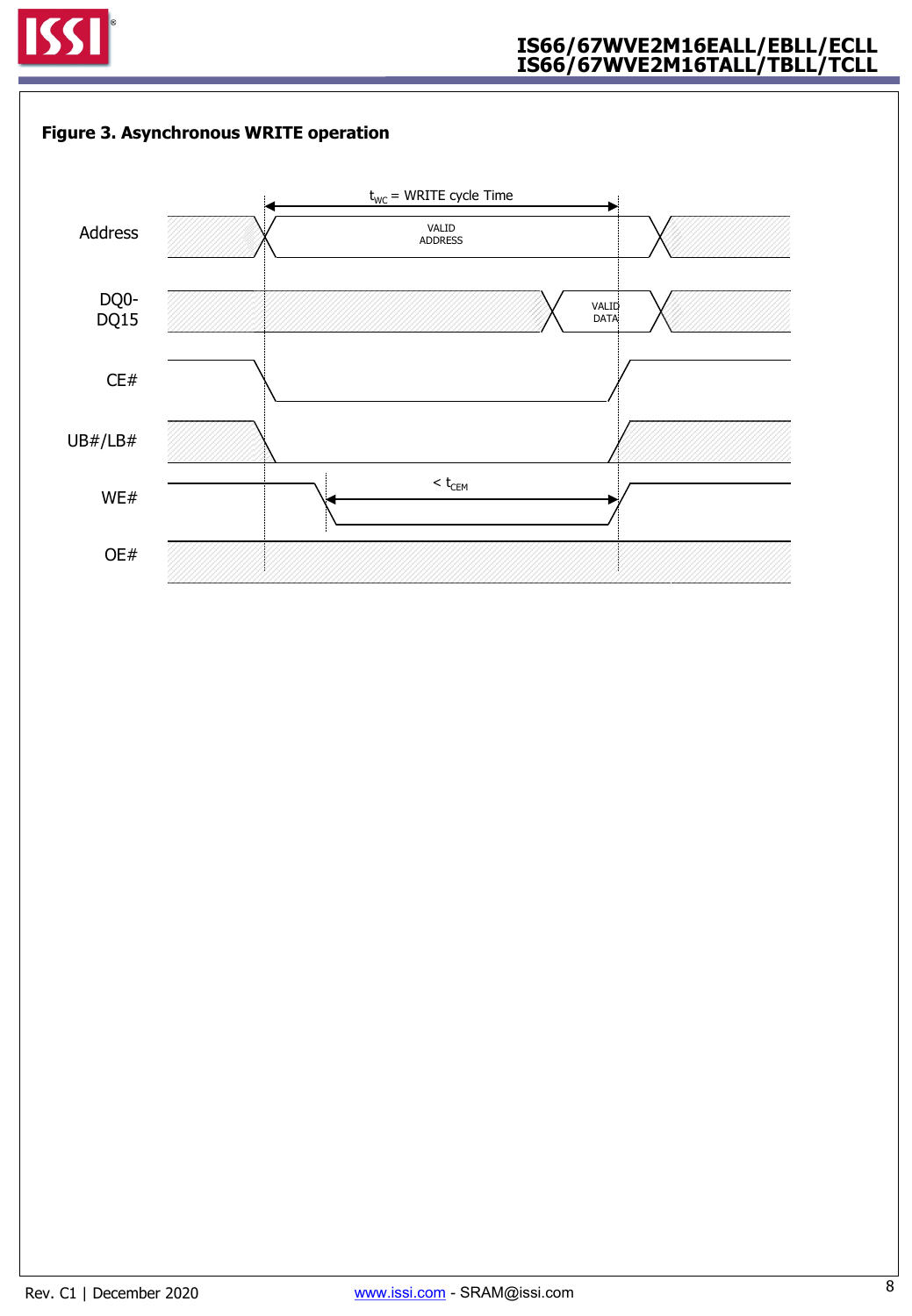**Figure 3. Asynchronous WRITE operation**

$t_{WC}$ = WRITE cycle Time

Address — VALID ADDRESS

DQ0-DQ15 — VALID DATA

CE#

UB#/LB#

WE# — < $t_{CEM}$

OE#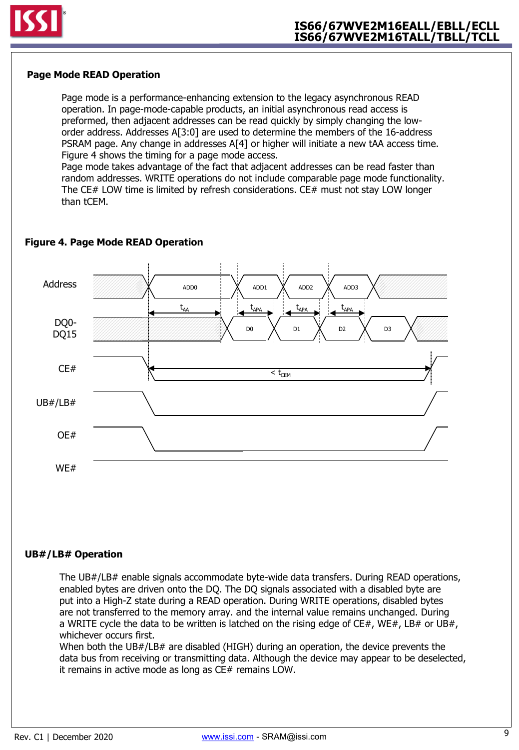## Page Mode READ Operation

Page mode is a performance-enhancing extension to the legacy asynchronous READ operation. In page-mode-capable products, an initial asynchronous read access is preformed, then adjacent addresses can be read quickly by simply changing the low-order address. Addresses A[3:0] are used to determine the members of the 16-address PSRAM page. Any change in addresses A[4] or higher will initiate a new tAA access time. Figure 4 shows the timing for a page mode access.
Page mode takes advantage of the fact that adjacent addresses can be read faster than random addresses. WRITE operations do not include comparable page mode functionality. The CE# LOW time is limited by refresh considerations. CE# must not stay LOW longer than tCEM.

**Figure 4. Page Mode READ Operation**

## UB#/LB# Operation

The UB#/LB# enable signals accommodate byte-wide data transfers. During READ operations, enabled bytes are driven onto the DQ. The DQ signals associated with a disabled byte are put into a High-Z state during a READ operation. During WRITE operations, disabled bytes are not transferred to the memory array. and the internal value remains unchanged. During a WRITE cycle the data to be written is latched on the rising edge of CE#, WE#, LB# or UB#, whichever occurs first.
When both the UB#/LB# are disabled (HIGH) during an operation, the device prevents the data bus from receiving or transmitting data. Although the device may appear to be deselected, it remains in active mode as long as CE# remains LOW.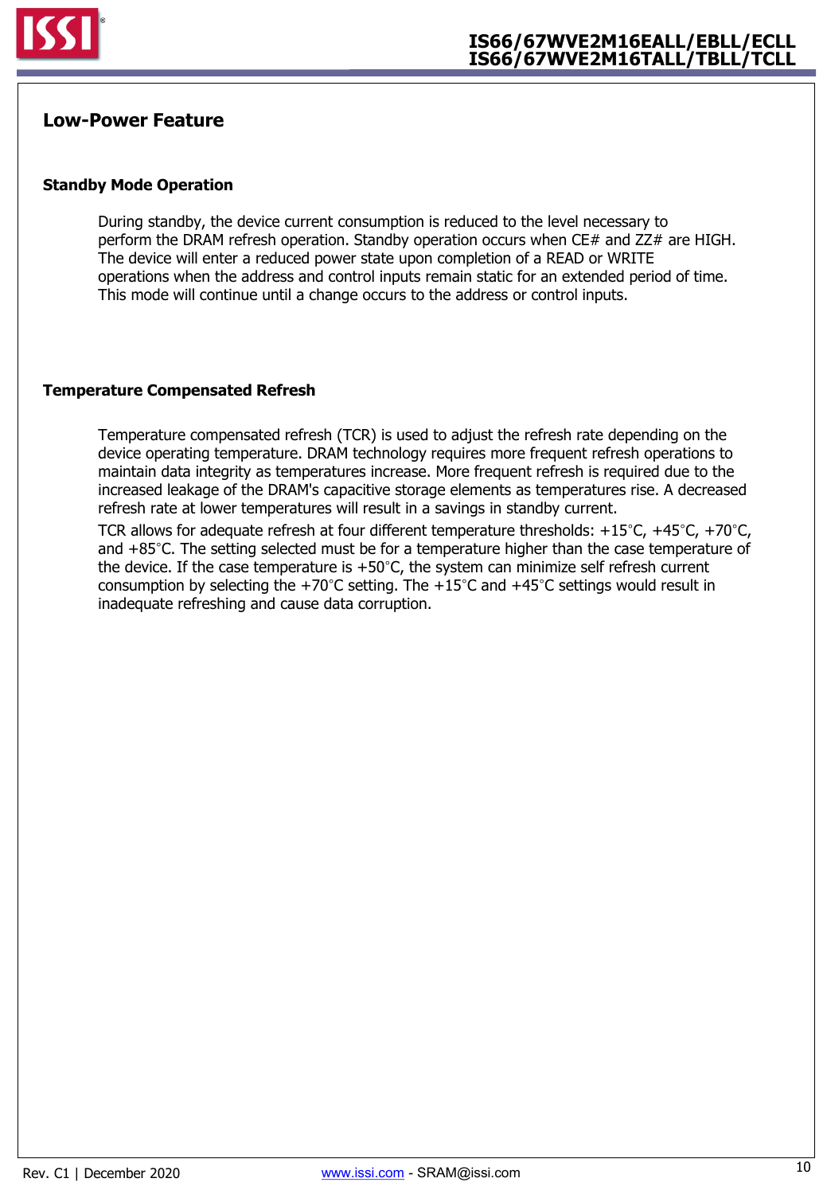## Low-Power Feature

### Standby Mode Operation

During standby, the device current consumption is reduced to the level necessary to perform the DRAM refresh operation. Standby operation occurs when CE# and ZZ# are HIGH. The device will enter a reduced power state upon completion of a READ or WRITE operations when the address and control inputs remain static for an extended period of time. This mode will continue until a change occurs to the address or control inputs.

### Temperature Compensated Refresh

Temperature compensated refresh (TCR) is used to adjust the refresh rate depending on the device operating temperature. DRAM technology requires more frequent refresh operations to maintain data integrity as temperatures increase. More frequent refresh is required due to the increased leakage of the DRAM's capacitive storage elements as temperatures rise. A decreased refresh rate at lower temperatures will result in a savings in standby current.

TCR allows for adequate refresh at four different temperature thresholds: +15°C, +45°C, +70°C, and +85°C. The setting selected must be for a temperature higher than the case temperature of the device. If the case temperature is +50°C, the system can minimize self refresh current consumption by selecting the +70°C setting. The +15°C and +45°C settings would result in inadequate refreshing and cause data corruption.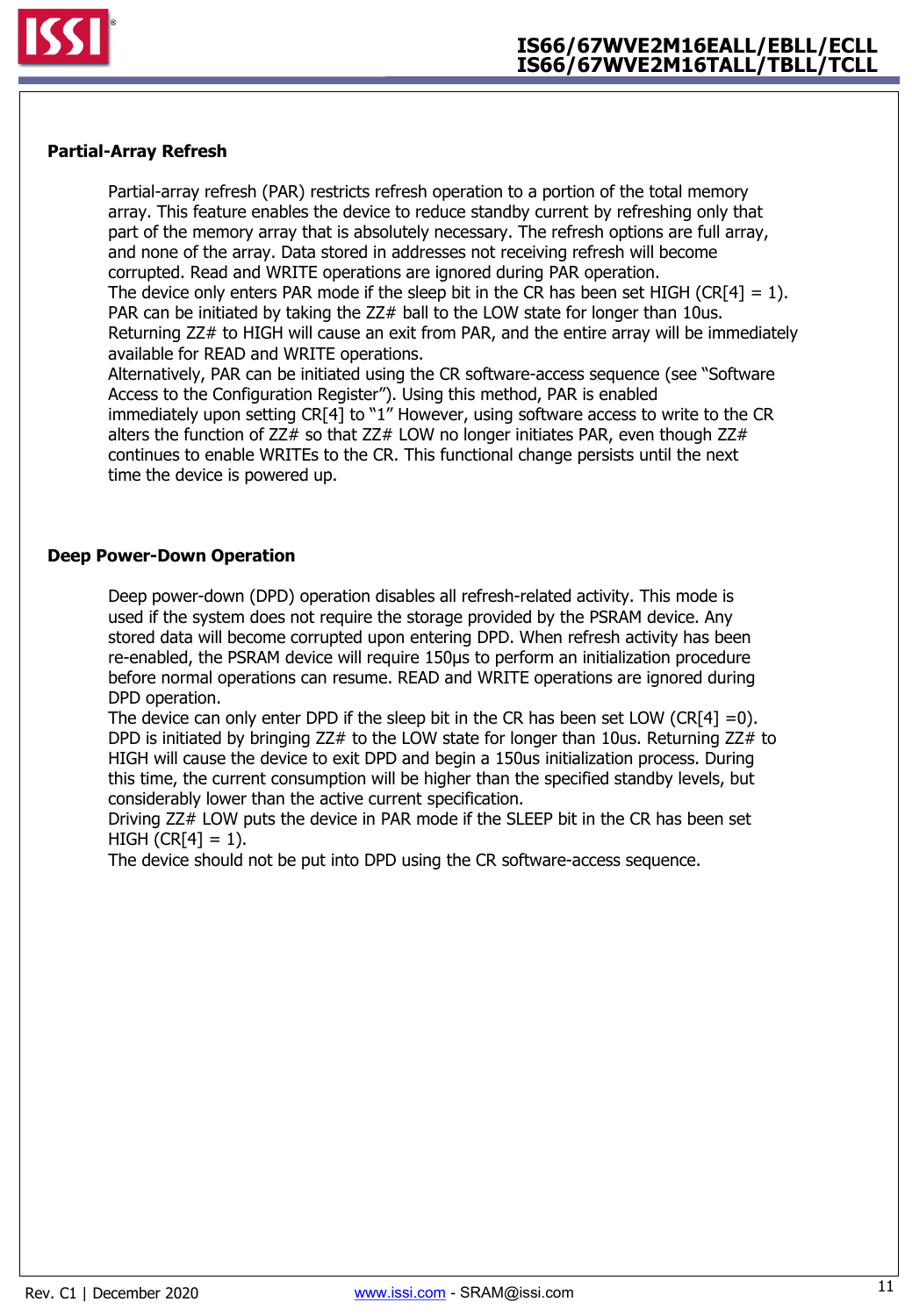## Partial-Array Refresh

Partial-array refresh (PAR) restricts refresh operation to a portion of the total memory array. This feature enables the device to reduce standby current by refreshing only that part of the memory array that is absolutely necessary. The refresh options are full array, and none of the array. Data stored in addresses not receiving refresh will become corrupted. Read and WRITE operations are ignored during PAR operation.
The device only enters PAR mode if the sleep bit in the CR has been set HIGH (CR[4] = 1). PAR can be initiated by taking the ZZ# ball to the LOW state for longer than 10us. Returning ZZ# to HIGH will cause an exit from PAR, and the entire array will be immediately available for READ and WRITE operations.
Alternatively, PAR can be initiated using the CR software-access sequence (see "Software Access to the Configuration Register"). Using this method, PAR is enabled immediately upon setting CR[4] to "1" However, using software access to write to the CR alters the function of ZZ# so that ZZ# LOW no longer initiates PAR, even though ZZ# continues to enable WRITEs to the CR. This functional change persists until the next time the device is powered up.

## Deep Power-Down Operation

Deep power-down (DPD) operation disables all refresh-related activity. This mode is used if the system does not require the storage provided by the PSRAM device. Any stored data will become corrupted upon entering DPD. When refresh activity has been re-enabled, the PSRAM device will require 150µs to perform an initialization procedure before normal operations can resume. READ and WRITE operations are ignored during DPD operation.
The device can only enter DPD if the sleep bit in the CR has been set LOW (CR[4] =0). DPD is initiated by bringing ZZ# to the LOW state for longer than 10us. Returning ZZ# to HIGH will cause the device to exit DPD and begin a 150us initialization process. During this time, the current consumption will be higher than the specified standby levels, but considerably lower than the active current specification.
Driving ZZ# LOW puts the device in PAR mode if the SLEEP bit in the CR has been set HIGH (CR[4] = 1).
The device should not be put into DPD using the CR software-access sequence.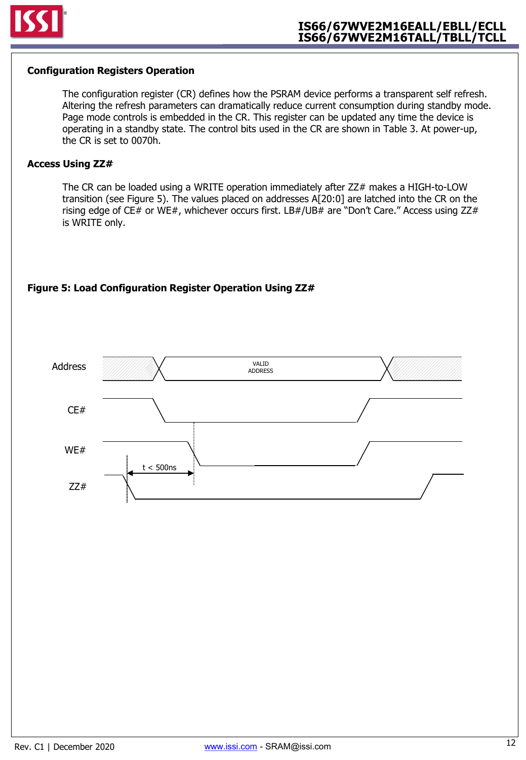## Configuration Registers Operation

The configuration register (CR) defines how the PSRAM device performs a transparent self refresh. Altering the refresh parameters can dramatically reduce current consumption during standby mode. Page mode controls is embedded in the CR. This register can be updated any time the device is operating in a standby state. The control bits used in the CR are shown in Table 3. At power-up, the CR is set to 0070h.

## Access Using ZZ#

The CR can be loaded using a WRITE operation immediately after ZZ# makes a HIGH-to-LOW transition (see Figure 5). The values placed on addresses A[20:0] are latched into the CR on the rising edge of CE# or WE#, whichever occurs first. LB#/UB# are "Don't Care." Access using ZZ# is WRITE only.

**Figure 5: Load Configuration Register Operation Using ZZ#**

Address — VALID ADDRESS

CE#

WE#

t < 500ns

ZZ#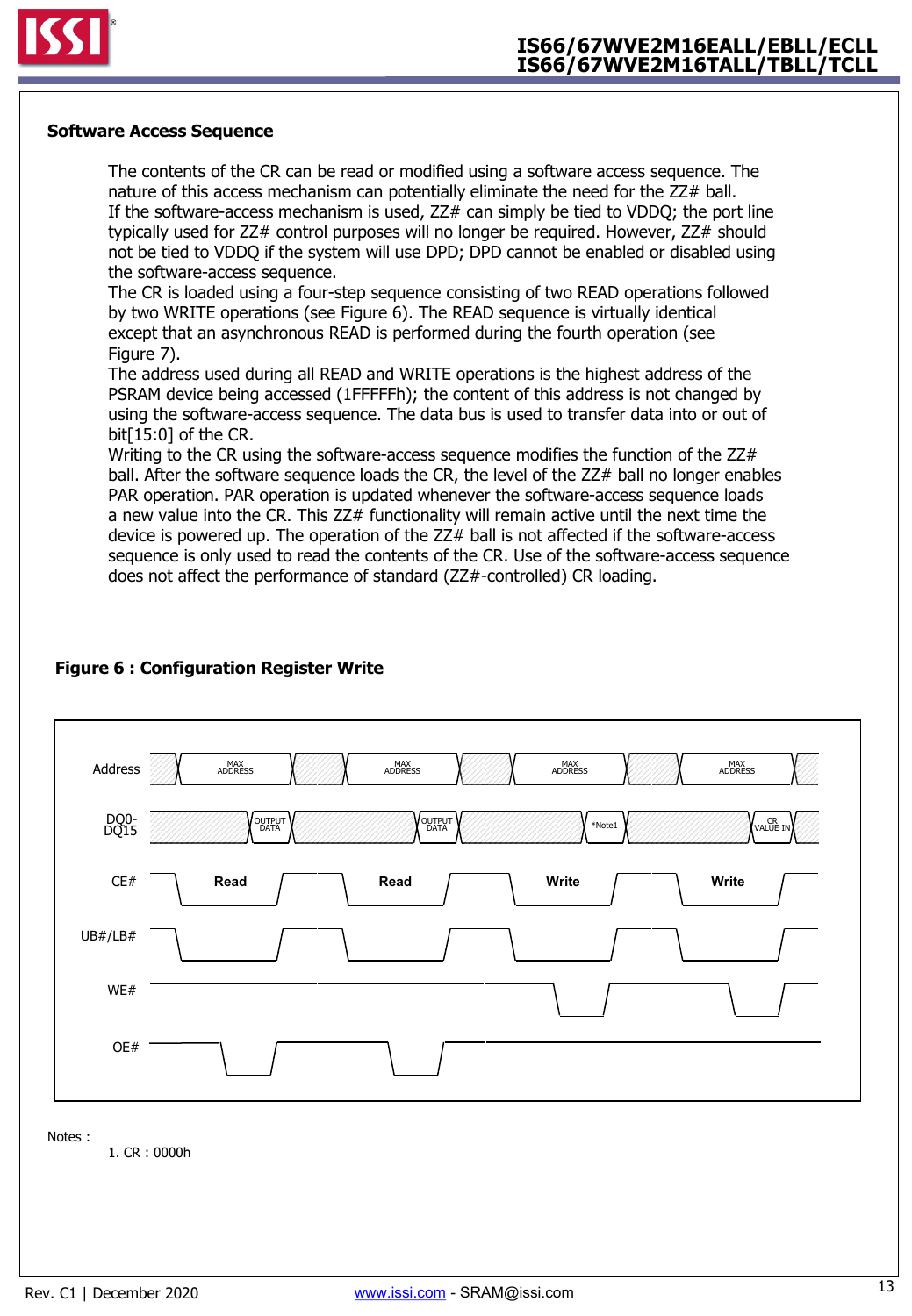## Software Access Sequence

The contents of the CR can be read or modified using a software access sequence. The nature of this access mechanism can potentially eliminate the need for the ZZ# ball. If the software-access mechanism is used, ZZ# can simply be tied to VDDQ; the port line typically used for ZZ# control purposes will no longer be required. However, ZZ# should not be tied to VDDQ if the system will use DPD; DPD cannot be enabled or disabled using the software-access sequence.

The CR is loaded using a four-step sequence consisting of two READ operations followed by two WRITE operations (see Figure 6). The READ sequence is virtually identical except that an asynchronous READ is performed during the fourth operation (see Figure 7).

The address used during all READ and WRITE operations is the highest address of the PSRAM device being accessed (1FFFFFh); the content of this address is not changed by using the software-access sequence. The data bus is used to transfer data into or out of bit[15:0] of the CR.

Writing to the CR using the software-access sequence modifies the function of the ZZ# ball. After the software sequence loads the CR, the level of the ZZ# ball no longer enables PAR operation. PAR operation is updated whenever the software-access sequence loads a new value into the CR. This ZZ# functionality will remain active until the next time the device is powered up. The operation of the ZZ# ball is not affected if the software-access sequence is only used to read the contents of the CR. Use of the software-access sequence does not affect the performance of standard (ZZ#-controlled) CR loading.

**Figure 6 : Configuration Register Write**

Address: MAX ADDRESS | MAX ADDRESS | MAX ADDRESS | MAX ADDRESS

DQ0-DQ15: OUTPUT DATA | OUTPUT DATA | *Note1 | CR VALUE IN

CE#: Read | Read | Write | Write

UB#/LB#

WE#

OE#

Notes :

1. CR : 0000h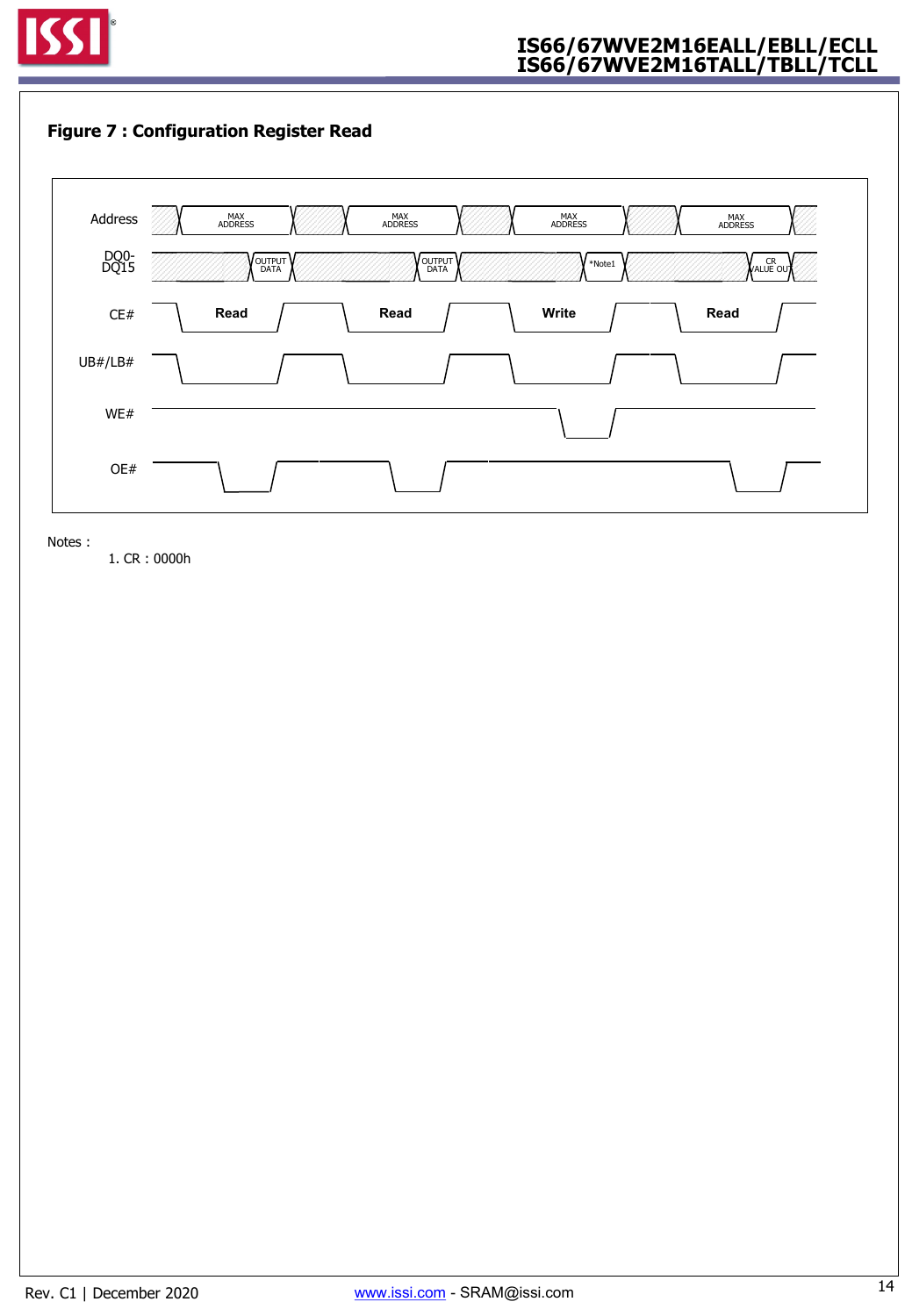## Figure 7 : Configuration Register Read

| Signal | Cycle 1 | Cycle 2 | Cycle 3 | Cycle 4 |
|---|---|---|---|---|
| Address | MAX ADDRESS | MAX ADDRESS | MAX ADDRESS | MAX ADDRESS |
| DQ0-DQ15 | OUTPUT DATA | OUTPUT DATA | *Note1 | CR VALUE OUT |
| CE# | Read | Read | Write | Read |

Notes :

1. CR : 0000h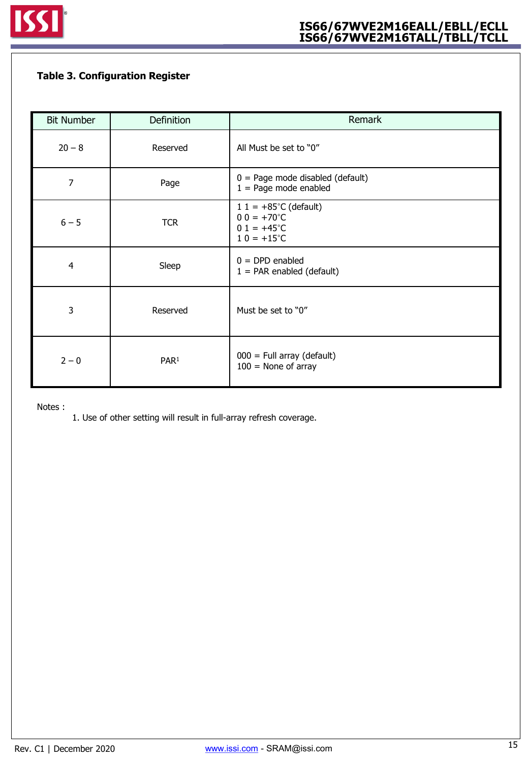**Table 3. Configuration Register**

| Bit Number | Definition | Remark |
|---|---|---|
| 20 – 8 | Reserved | All Must be set to "0" |
| 7 | Page | 0 = Page mode disabled (default)<br>1 = Page mode enabled |
| 6 – 5 | TCR | 1 1 = +85°C (default)<br>0 0 = +70°C<br>0 1 = +45°C<br>1 0 = +15°C |
| 4 | Sleep | 0 = DPD enabled<br>1 = PAR enabled (default) |
| 3 | Reserved | Must be set to "0" |
| 2 – 0 | PAR[1] | 000 = Full array (default)<br>100 = None of array |

Notes :

1. Use of other setting will result in full-array refresh coverage.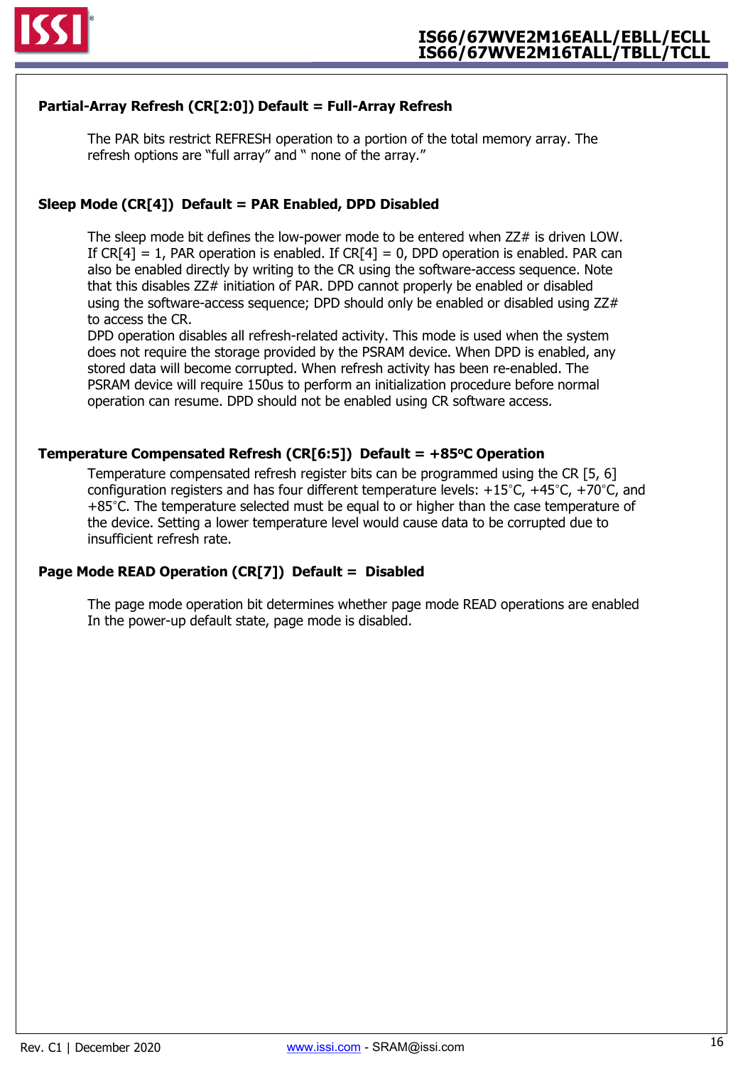### Partial-Array Refresh (CR[2:0]) Default = Full-Array Refresh

The PAR bits restrict REFRESH operation to a portion of the total memory array. The refresh options are "full array" and " none of the array."

### Sleep Mode (CR[4]) Default = PAR Enabled, DPD Disabled

The sleep mode bit defines the low-power mode to be entered when ZZ# is driven LOW. If CR[4] = 1, PAR operation is enabled. If CR[4] = 0, DPD operation is enabled. PAR can also be enabled directly by writing to the CR using the software-access sequence. Note that this disables ZZ# initiation of PAR. DPD cannot properly be enabled or disabled using the software-access sequence; DPD should only be enabled or disabled using ZZ# to access the CR.
DPD operation disables all refresh-related activity. This mode is used when the system does not require the storage provided by the PSRAM device. When DPD is enabled, any stored data will become corrupted. When refresh activity has been re-enabled. The PSRAM device will require 150us to perform an initialization procedure before normal operation can resume. DPD should not be enabled using CR software access.

### Temperature Compensated Refresh (CR[6:5]) Default = +85°C Operation

Temperature compensated refresh register bits can be programmed using the CR [5, 6] configuration registers and has four different temperature levels: +15°C, +45°C, +70°C, and +85°C. The temperature selected must be equal to or higher than the case temperature of the device. Setting a lower temperature level would cause data to be corrupted due to insufficient refresh rate.

### Page Mode READ Operation (CR[7]) Default = Disabled

The page mode operation bit determines whether page mode READ operations are enabled In the power-up default state, page mode is disabled.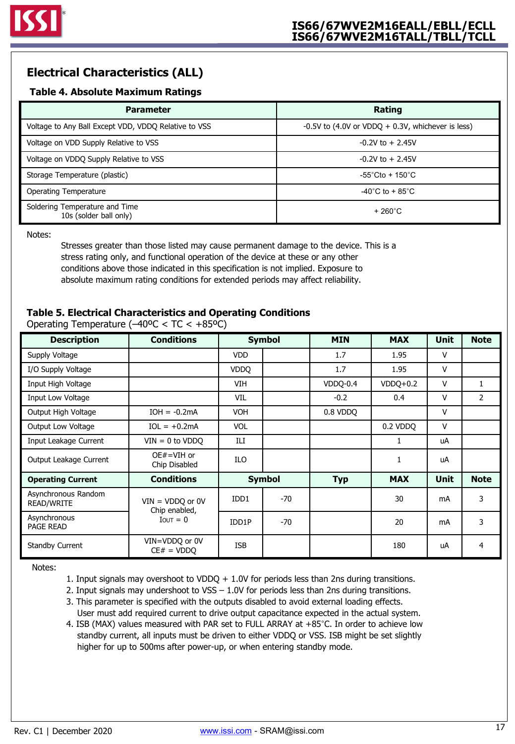## Electrical Characteristics (ALL)

### Table 4. Absolute Maximum Ratings

| Parameter | Rating |
|---|---|
| Voltage to Any Ball Except VDD, VDDQ Relative to VSS | -0.5V to (4.0V or VDDQ + 0.3V, whichever is less) |
| Voltage on VDD Supply Relative to VSS | -0.2V to + 2.45V |
| Voltage on VDDQ Supply Relative to VSS | -0.2V to + 2.45V |
| Storage Temperature (plastic) | -55°Cto + 150°C |
| Operating Temperature | -40°C to + 85°C |
| Soldering Temperature and Time 10s (solder ball only) | + 260°C |

Notes:

Stresses greater than those listed may cause permanent damage to the device. This is a stress rating only, and functional operation of the device at these or any other conditions above those indicated in this specification is not implied. Exposure to absolute maximum rating conditions for extended periods may affect reliability.

### Table 5. Electrical Characteristics and Operating Conditions

Operating Temperature (–40ºC < TC < +85ºC)

| Description | Conditions | Symbol | | MIN | MAX | Unit | Note |
|---|---|---|---|---|---|---|---|
| Supply Voltage | | VDD | | 1.7 | 1.95 | V | |
| I/O Supply Voltage | | VDDQ | | 1.7 | 1.95 | V | |
| Input High Voltage | | VIH | | VDDQ-0.4 | VDDQ+0.2 | V | 1 |
| Input Low Voltage | | VIL | | -0.2 | 0.4 | V | 2 |
| Output High Voltage | IOH = -0.2mA | VOH | | 0.8 VDDQ | | V | |
| Output Low Voltage | IOL = +0.2mA | VOL | | | 0.2 VDDQ | V | |
| Input Leakage Current | VIN = 0 to VDDQ | ILI | | | 1 | uA | |
| Output Leakage Current | OE#=VIH or Chip Disabled | ILO | | | 1 | uA | |
| **Operating Current** | **Conditions** | **Symbol** | | **Typ** | **MAX** | **Unit** | **Note** |
| Asynchronous Random READ/WRITE | VIN = VDDQ or 0V Chip enabled, IOUT = 0 | IDD1 | -70 | | 30 | mA | 3 |
| Asynchronous PAGE READ | VIN = VDDQ or 0V Chip enabled, IOUT = 0 | IDD1P | -70 | | 20 | mA | 3 |
| Standby Current | VIN=VDDQ or 0V CE# = VDDQ | ISB | | | 180 | uA | 4 |

Notes:

1. Input signals may overshoot to VDDQ + 1.0V for periods less than 2ns during transitions.
2. Input signals may undershoot to VSS – 1.0V for periods less than 2ns during transitions.
3. This parameter is specified with the outputs disabled to avoid external loading effects. User must add required current to drive output capacitance expected in the actual system.
4. ISB (MAX) values measured with PAR set to FULL ARRAY at +85°C. In order to achieve low standby current, all inputs must be driven to either VDDQ or VSS. ISB might be set slightly higher for up to 500ms after power-up, or when entering standby mode.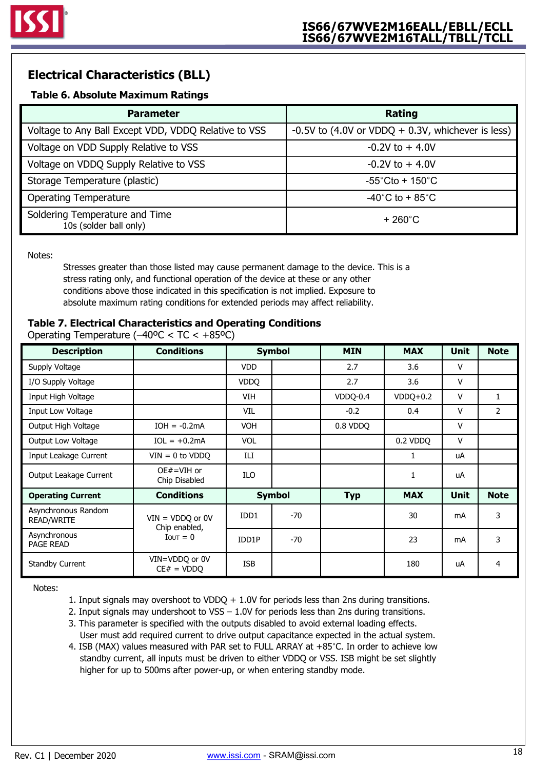## Electrical Characteristics (BLL)

### Table 6. Absolute Maximum Ratings

| Parameter | Rating |
|---|---|
| Voltage to Any Ball Except VDD, VDDQ Relative to VSS | -0.5V to (4.0V or VDDQ + 0.3V, whichever is less) |
| Voltage on VDD Supply Relative to VSS | -0.2V to + 4.0V |
| Voltage on VDDQ Supply Relative to VSS | -0.2V to + 4.0V |
| Storage Temperature (plastic) | -55°Cto + 150°C |
| Operating Temperature | -40°C to + 85°C |
| Soldering Temperature and Time 10s (solder ball only) | + 260°C |

Notes:

Stresses greater than those listed may cause permanent damage to the device. This is a stress rating only, and functional operation of the device at these or any other conditions above those indicated in this specification is not implied. Exposure to absolute maximum rating conditions for extended periods may affect reliability.

### Table 7. Electrical Characteristics and Operating Conditions

Operating Temperature (–40ºC < TC < +85ºC)

| Description | Conditions | Symbol | | MIN | MAX | Unit | Note |
|---|---|---|---|---|---|---|---|
| Supply Voltage | | VDD | | 2.7 | 3.6 | V | |
| I/O Supply Voltage | | VDDQ | | 2.7 | 3.6 | V | |
| Input High Voltage | | VIH | | VDDQ-0.4 | VDDQ+0.2 | V | 1 |
| Input Low Voltage | | VIL | | -0.2 | 0.4 | V | 2 |
| Output High Voltage | IOH = -0.2mA | VOH | | 0.8 VDDQ | | V | |
| Output Low Voltage | IOL = +0.2mA | VOL | | | 0.2 VDDQ | V | |
| Input Leakage Current | VIN = 0 to VDDQ | ILI | | | 1 | uA | |
| Output Leakage Current | OE#=VIH or Chip Disabled | ILO | | | 1 | uA | |
| **Operating Current** | **Conditions** | **Symbol** | | **Typ** | **MAX** | **Unit** | **Note** |
| Asynchronous Random READ/WRITE | VIN = VDDQ or 0V Chip enabled, IOUT = 0 | IDD1 | -70 | | 30 | mA | 3 |
| Asynchronous PAGE READ | VIN = VDDQ or 0V Chip enabled, IOUT = 0 | IDD1P | -70 | | 23 | mA | 3 |
| Standby Current | VIN=VDDQ or 0V CE# = VDDQ | ISB | | | 180 | uA | 4 |

Notes:

1. Input signals may overshoot to VDDQ + 1.0V for periods less than 2ns during transitions.
2. Input signals may undershoot to VSS – 1.0V for periods less than 2ns during transitions.
3. This parameter is specified with the outputs disabled to avoid external loading effects. User must add required current to drive output capacitance expected in the actual system.
4. ISB (MAX) values measured with PAR set to FULL ARRAY at +85°C. In order to achieve low standby current, all inputs must be driven to either VDDQ or VSS. ISB might be set slightly higher for up to 500ms after power-up, or when entering standby mode.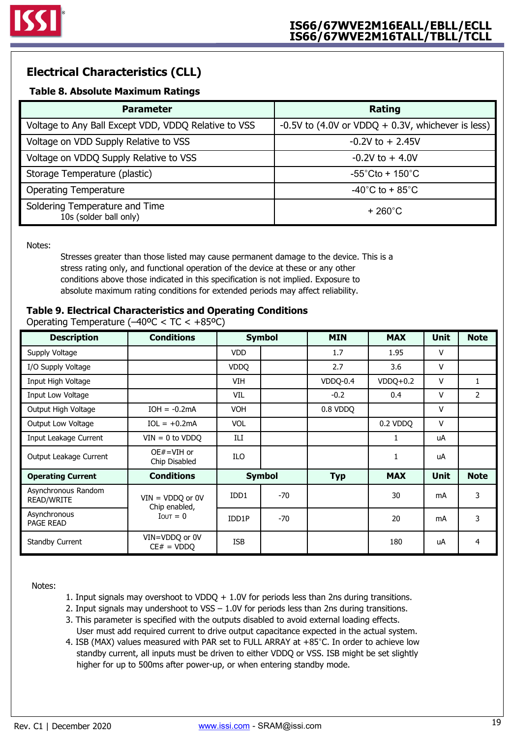## Electrical Characteristics (CLL)

### Table 8. Absolute Maximum Ratings

| Parameter | Rating |
|---|---|
| Voltage to Any Ball Except VDD, VDDQ Relative to VSS | -0.5V to (4.0V or VDDQ + 0.3V, whichever is less) |
| Voltage on VDD Supply Relative to VSS | -0.2V to + 2.45V |
| Voltage on VDDQ Supply Relative to VSS | -0.2V to + 4.0V |
| Storage Temperature (plastic) | -55°Cto + 150°C |
| Operating Temperature | -40°C to + 85°C |
| Soldering Temperature and Time 10s (solder ball only) | + 260°C |

Notes:

Stresses greater than those listed may cause permanent damage to the device. This is a stress rating only, and functional operation of the device at these or any other conditions above those indicated in this specification is not implied. Exposure to absolute maximum rating conditions for extended periods may affect reliability.

### Table 9. Electrical Characteristics and Operating Conditions

Operating Temperature (–40ºC < TC < +85ºC)

| Description | Conditions | Symbol | | MIN | MAX | Unit | Note |
|---|---|---|---|---|---|---|---|
| Supply Voltage | | VDD | | 1.7 | 1.95 | V | |
| I/O Supply Voltage | | VDDQ | | 2.7 | 3.6 | V | |
| Input High Voltage | | VIH | | VDDQ-0.4 | VDDQ+0.2 | V | 1 |
| Input Low Voltage | | VIL | | -0.2 | 0.4 | V | 2 |
| Output High Voltage | IOH = -0.2mA | VOH | | 0.8 VDDQ | | V | |
| Output Low Voltage | IOL = +0.2mA | VOL | | | 0.2 VDDQ | V | |
| Input Leakage Current | VIN = 0 to VDDQ | ILI | | | 1 | uA | |
| Output Leakage Current | OE#=VIH or Chip Disabled | ILO | | | 1 | uA | |
| **Operating Current** | **Conditions** | **Symbol** | | **Typ** | **MAX** | **Unit** | **Note** |
| Asynchronous Random READ/WRITE | VIN = VDDQ or 0V Chip enabled, IOUT = 0 | IDD1 | -70 | | 30 | mA | 3 |
| Asynchronous PAGE READ | VIN = VDDQ or 0V Chip enabled, IOUT = 0 | IDD1P | -70 | | 20 | mA | 3 |
| Standby Current | VIN=VDDQ or 0V CE# = VDDQ | ISB | | | 180 | uA | 4 |

Notes:

1. Input signals may overshoot to VDDQ + 1.0V for periods less than 2ns during transitions.
2. Input signals may undershoot to VSS – 1.0V for periods less than 2ns during transitions.
3. This parameter is specified with the outputs disabled to avoid external loading effects. User must add required current to drive output capacitance expected in the actual system.
4. ISB (MAX) values measured with PAR set to FULL ARRAY at +85°C. In order to achieve low standby current, all inputs must be driven to either VDDQ or VSS. ISB might be set slightly higher for up to 500ms after power-up, or when entering standby mode.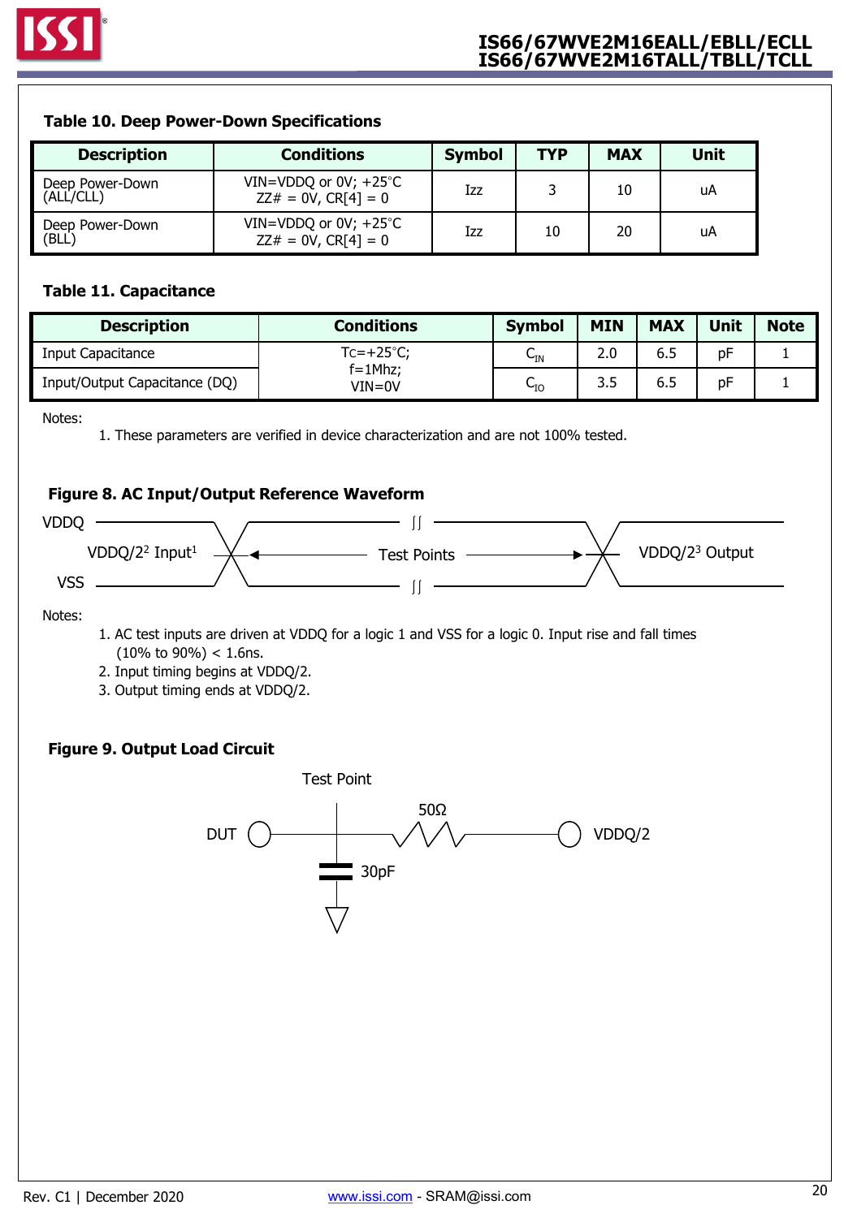### Table 10. Deep Power-Down Specifications

| Description | Conditions | Symbol | TYP | MAX | Unit |
|---|---|---|---|---|---|
| Deep Power-Down (ALL/CLL) | VIN=VDDQ or 0V; +25°C ZZ# = 0V, CR[4] = 0 | Izz | 3 | 10 | uA |
| Deep Power-Down (BLL) | VIN=VDDQ or 0V; +25°C ZZ# = 0V, CR[4] = 0 | Izz | 10 | 20 | uA |

### Table 11. Capacitance

| Description | Conditions | Symbol | MIN | MAX | Unit | Note |
|---|---|---|---|---|---|---|
| Input Capacitance | Tc=+25°C; f=1Mhz; VIN=0V | $C_{IN}$ | 2.0 | 6.5 | pF | 1 |
| Input/Output Capacitance (DQ) | | $C_{IO}$ | 3.5 | 6.5 | pF | 1 |

Notes:

1. These parameters are verified in device characterization and are not 100% tested.

### Figure 8. AC Input/Output Reference Waveform

VDDQ

VDDQ/2[2] Input[1] — Test Points — VDDQ/2[3] Output

VSS

Notes:

1. AC test inputs are driven at VDDQ for a logic 1 and VSS for a logic 0. Input rise and fall times (10% to 90%) < 1.6ns.
2. Input timing begins at VDDQ/2.
3. Output timing ends at VDDQ/2.

### Figure 9. Output Load Circuit

Test Point

DUT — 50Ω — VDDQ/2

30pF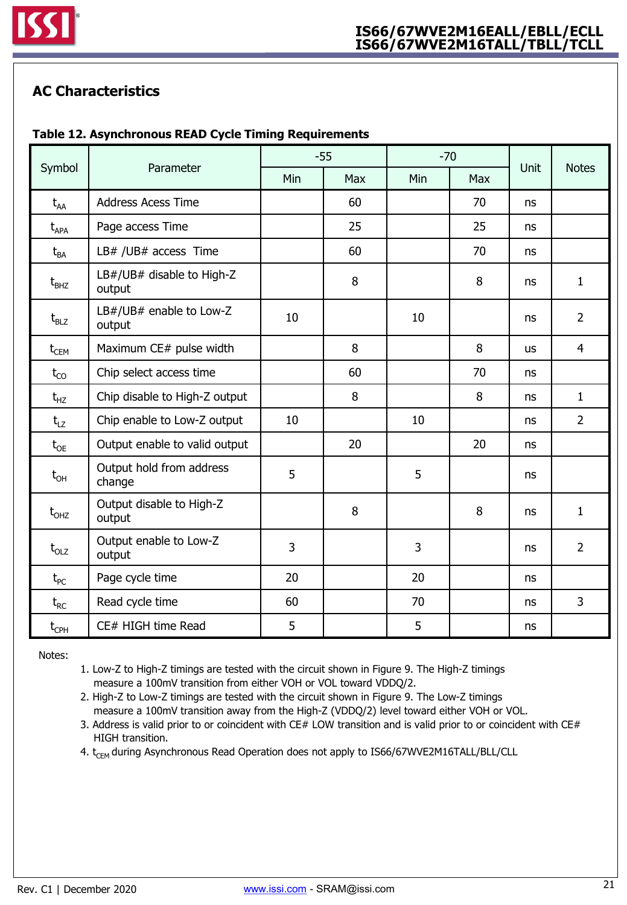## AC Characteristics

**Table 12. Asynchronous READ Cycle Timing Requirements**

| Symbol | Parameter | -55 | | -70 | | Unit | Notes |
|---|---|---|---|---|---|---|---|
| | | Min | Max | Min | Max | | |
| $t_{AA}$ | Address Acess Time | | 60 | | 70 | ns | |
| $t_{APA}$ | Page access Time | | 25 | | 25 | ns | |
| $t_{BA}$ | LB# /UB# access Time | | 60 | | 70 | ns | |
| $t_{BHZ}$ | LB#/UB# disable to High-Z output | | 8 | | 8 | ns | 1 |
| $t_{BLZ}$ | LB#/UB# enable to Low-Z output | 10 | | 10 | | ns | 2 |
| $t_{CEM}$ | Maximum CE# pulse width | | 8 | | 8 | us | 4 |
| $t_{CO}$ | Chip select access time | | 60 | | 70 | ns | |
| $t_{HZ}$ | Chip disable to High-Z output | | 8 | | 8 | ns | 1 |
| $t_{LZ}$ | Chip enable to Low-Z output | 10 | | 10 | | ns | 2 |
| $t_{OE}$ | Output enable to valid output | | 20 | | 20 | ns | |
| $t_{OH}$ | Output hold from address change | 5 | | 5 | | ns | |
| $t_{OHZ}$ | Output disable to High-Z output | | 8 | | 8 | ns | 1 |
| $t_{OLZ}$ | Output enable to Low-Z output | 3 | | 3 | | ns | 2 |
| $t_{PC}$ | Page cycle time | 20 | | 20 | | ns | |
| $t_{RC}$ | Read cycle time | 60 | | 70 | | ns | 3 |
| $t_{CPH}$ | CE# HIGH time Read | 5 | | 5 | | ns | |

Notes:

1. Low-Z to High-Z timings are tested with the circuit shown in Figure 9. The High-Z timings measure a 100mV transition from either VOH or VOL toward VDDQ/2.
2. High-Z to Low-Z timings are tested with the circuit shown in Figure 9. The Low-Z timings measure a 100mV transition away from the High-Z (VDDQ/2) level toward either VOH or VOL.
3. Address is valid prior to or coincident with CE# LOW transition and is valid prior to or coincident with CE# HIGH transition.
4. $t_{CEM}$ during Asynchronous Read Operation does not apply to IS66/67WVE2M16TALL/BLL/CLL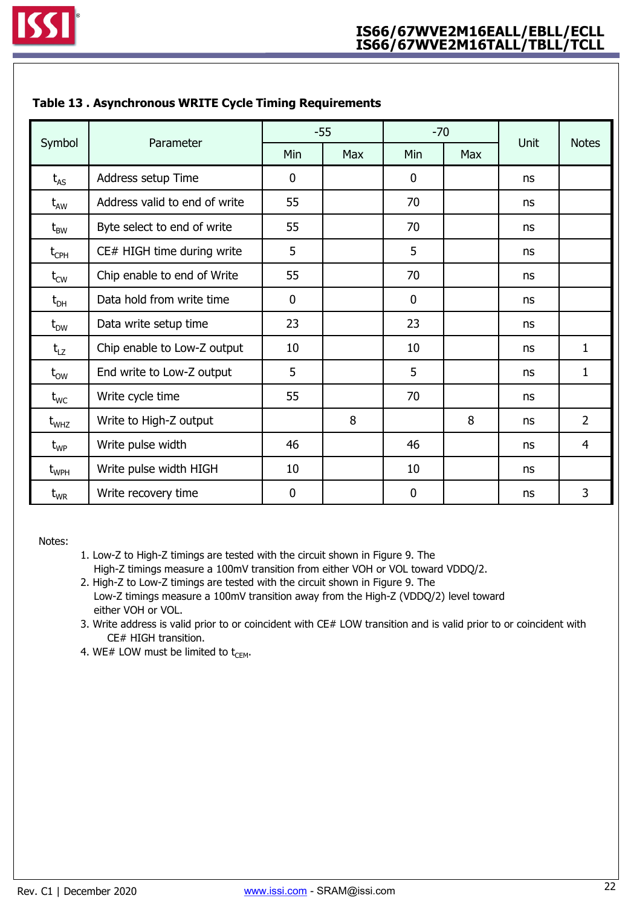**Table 13 . Asynchronous WRITE Cycle Timing Requirements**

| Symbol | Parameter | -55 | | -70 | | Unit | Notes |
|---|---|---|---|---|---|---|---|
| | | Min | Max | Min | Max | | |
| $t_{AS}$ | Address setup Time | 0 | | 0 | | ns | |
| $t_{AW}$ | Address valid to end of write | 55 | | 70 | | ns | |
| $t_{BW}$ | Byte select to end of write | 55 | | 70 | | ns | |
| $t_{CPH}$ | CE# HIGH time during write | 5 | | 5 | | ns | |
| $t_{CW}$ | Chip enable to end of Write | 55 | | 70 | | ns | |
| $t_{DH}$ | Data hold from write time | 0 | | 0 | | ns | |
| $t_{DW}$ | Data write setup time | 23 | | 23 | | ns | |
| $t_{LZ}$ | Chip enable to Low-Z output | 10 | | 10 | | ns | 1 |
| $t_{OW}$ | End write to Low-Z output | 5 | | 5 | | ns | 1 |
| $t_{WC}$ | Write cycle time | 55 | | 70 | | ns | |
| $t_{WHZ}$ | Write to High-Z output | | 8 | | 8 | ns | 2 |
| $t_{WP}$ | Write pulse width | 46 | | 46 | | ns | 4 |
| $t_{WPH}$ | Write pulse width HIGH | 10 | | 10 | | ns | |
| $t_{WR}$ | Write recovery time | 0 | | 0 | | ns | 3 |

Notes:

1. Low-Z to High-Z timings are tested with the circuit shown in Figure 9. The High-Z timings measure a 100mV transition from either VOH or VOL toward VDDQ/2.
2. High-Z to Low-Z timings are tested with the circuit shown in Figure 9. The Low-Z timings measure a 100mV transition away from the High-Z (VDDQ/2) level toward either VOH or VOL.
3. Write address is valid prior to or coincident with CE# LOW transition and is valid prior to or coincident with CE# HIGH transition.
4. WE# LOW must be limited to $t_{CEM}$.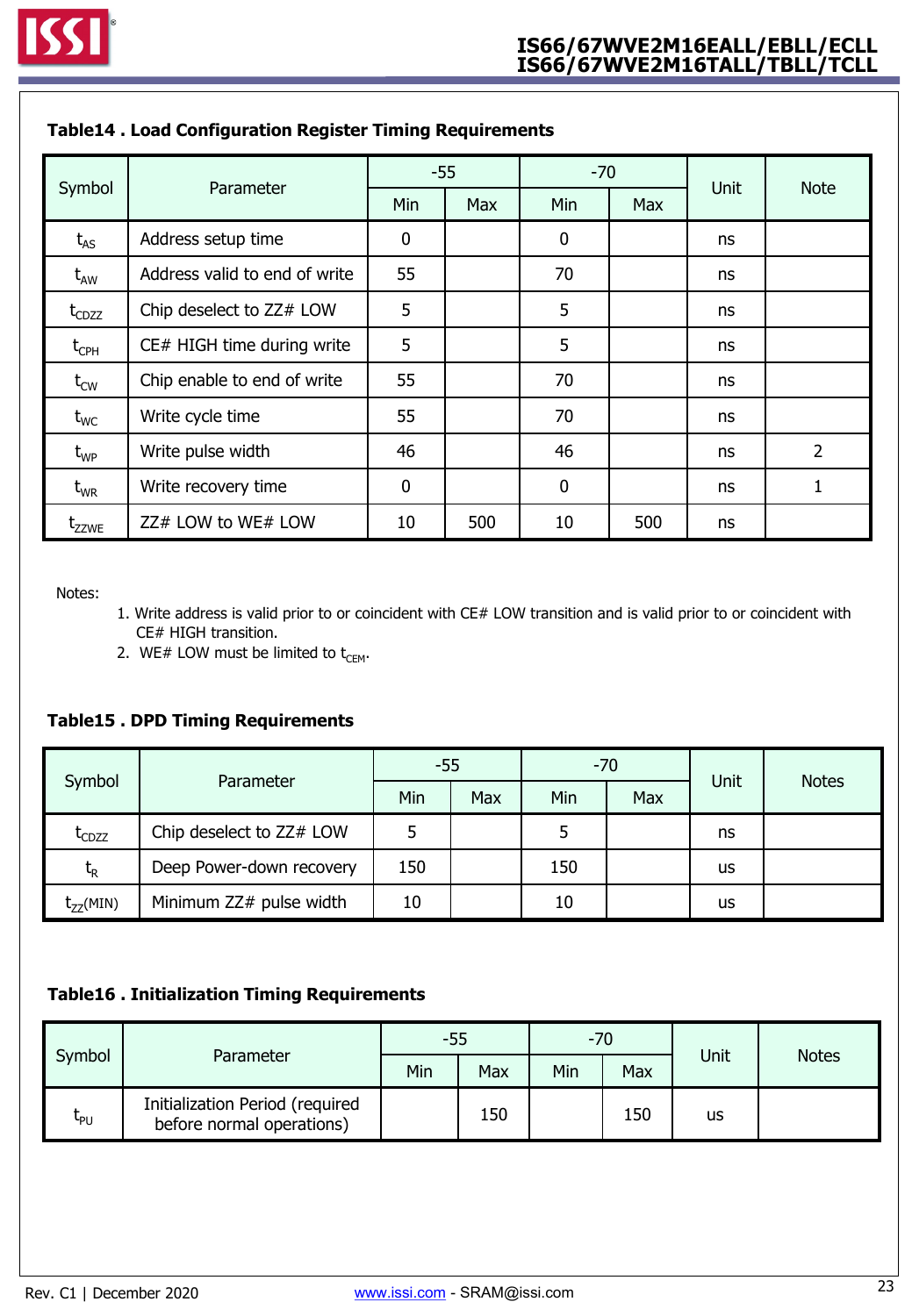### Table14 . Load Configuration Register Timing Requirements

| Symbol | Parameter | -55 | | -70 | | Unit | Note |
|---|---|---|---|---|---|---|---|
| | | Min | Max | Min | Max | | |
| $t_{AS}$ | Address setup time | 0 | | 0 | | ns | |
| $t_{AW}$ | Address valid to end of write | 55 | | 70 | | ns | |
| $t_{CDZZ}$ | Chip deselect to ZZ# LOW | 5 | | 5 | | ns | |
| $t_{CPH}$ | CE# HIGH time during write | 5 | | 5 | | ns | |
| $t_{CW}$ | Chip enable to end of write | 55 | | 70 | | ns | |
| $t_{WC}$ | Write cycle time | 55 | | 70 | | ns | |
| $t_{WP}$ | Write pulse width | 46 | | 46 | | ns | 2 |
| $t_{WR}$ | Write recovery time | 0 | | 0 | | ns | 1 |
| $t_{ZZWE}$ | ZZ# LOW to WE# LOW | 10 | 500 | 10 | 500 | ns | |

Notes:

1. Write address is valid prior to or coincident with CE# LOW transition and is valid prior to or coincident with CE# HIGH transition.
2. WE# LOW must be limited to $t_{CEM}$.

### Table15 . DPD Timing Requirements

| Symbol | Parameter | -55 | | -70 | | Unit | Notes |
|---|---|---|---|---|---|---|---|
| | | Min | Max | Min | Max | | |
| $t_{CDZZ}$ | Chip deselect to ZZ# LOW | 5 | | 5 | | ns | |
| $t_R$ | Deep Power-down recovery | 150 | | 150 | | us | |
| $t_{ZZ}$(MIN) | Minimum ZZ# pulse width | 10 | | 10 | | us | |

### Table16 . Initialization Timing Requirements

| Symbol | Parameter | -55 | | -70 | | Unit | Notes |
|---|---|---|---|---|---|---|---|
| | | Min | Max | Min | Max | | |
| $t_{PU}$ | Initialization Period (required before normal operations) | | 150 | | 150 | us | |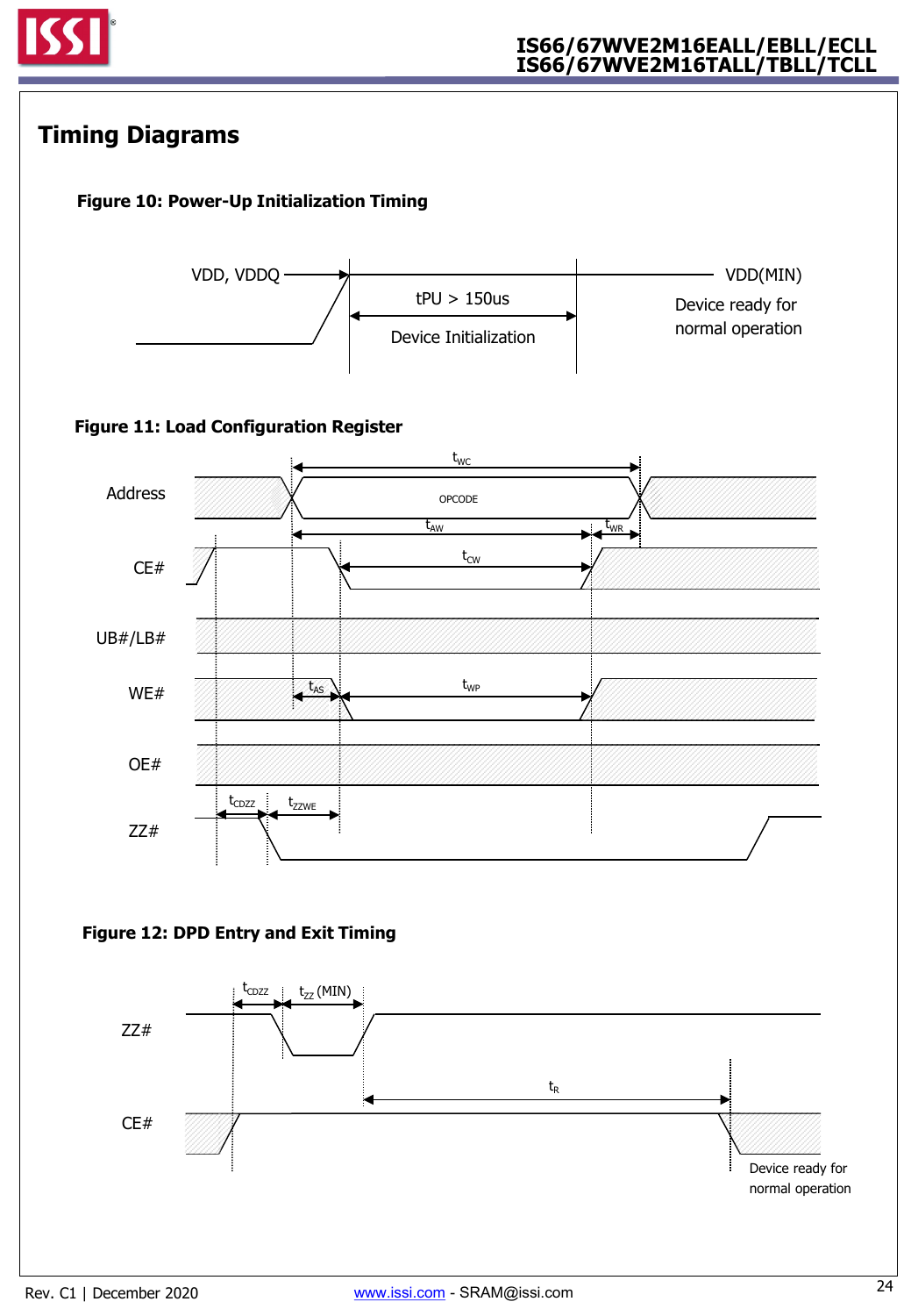# Timing Diagrams

**Figure 10: Power-Up Initialization Timing**

VDD, VDDQ

tPU > 150us

Device Initialization

VDD(MIN)

Device ready for normal operation

**Figure 11: Load Configuration Register**

Address

OPCODE

$t_{WC}$ $t_{AW}$ $t_{WR}$ $t_{CW}$

CE#

UB#/LB#

WE#

$t_{AS}$ $t_{WP}$

OE#

ZZ#

$t_{CDZZ}$ $t_{ZZWE}$

**Figure 12: DPD Entry and Exit Timing**

ZZ#

$t_{CDZZ}$ $t_{ZZ}$ (MIN)

CE#

$t_R$

Device ready for normal operation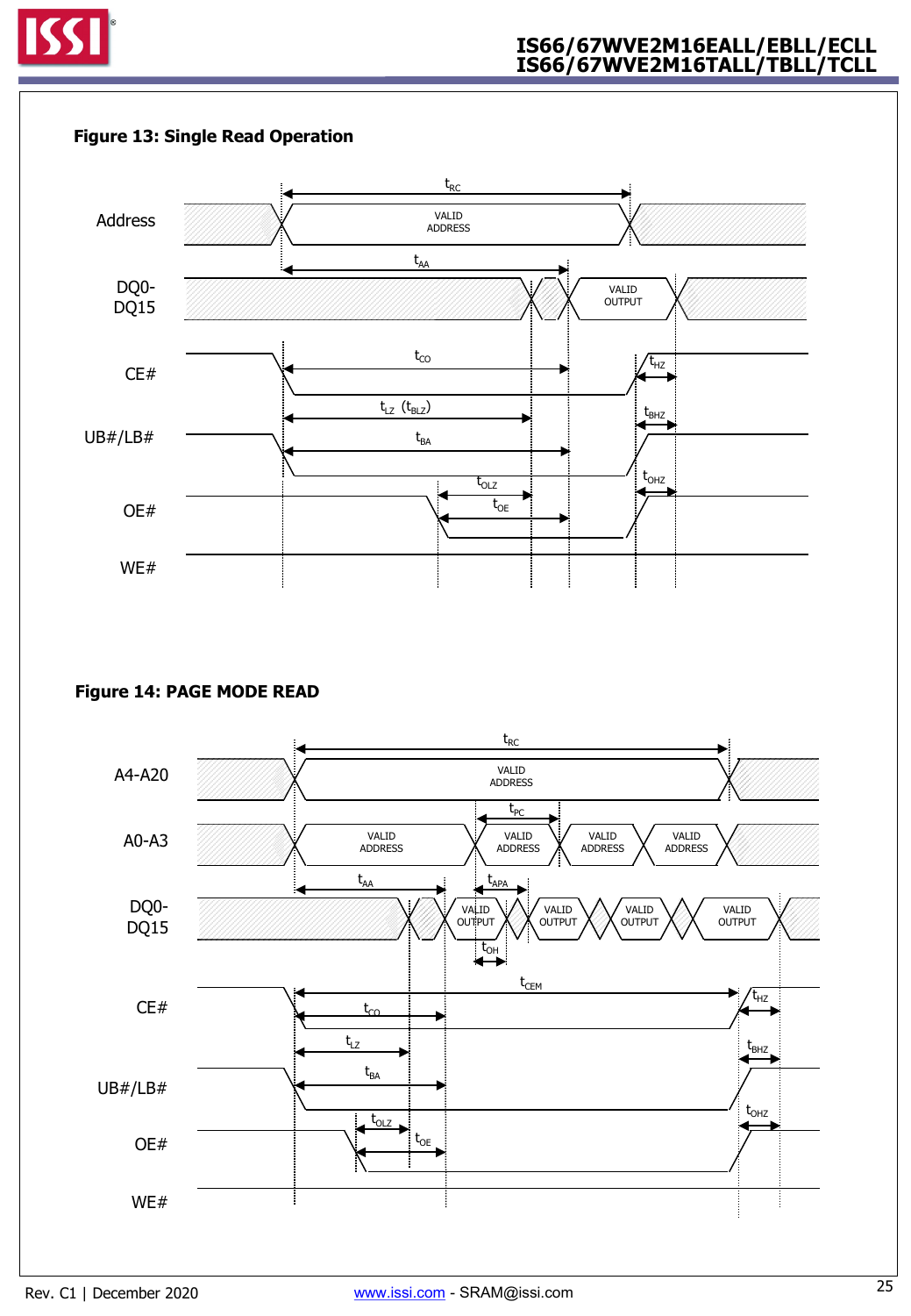**Figure 13: Single Read Operation**

**Figure 14: PAGE MODE READ**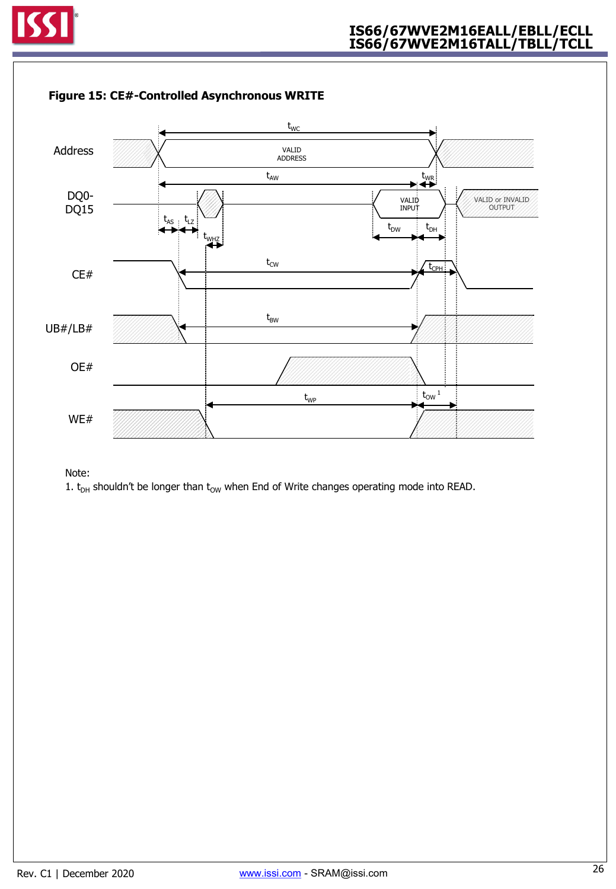**Figure 15: CE#-Controlled Asynchronous WRITE**

Note:

1. $t_{DH}$ shouldn't be longer than $t_{OW}$ when End of Write changes operating mode into READ.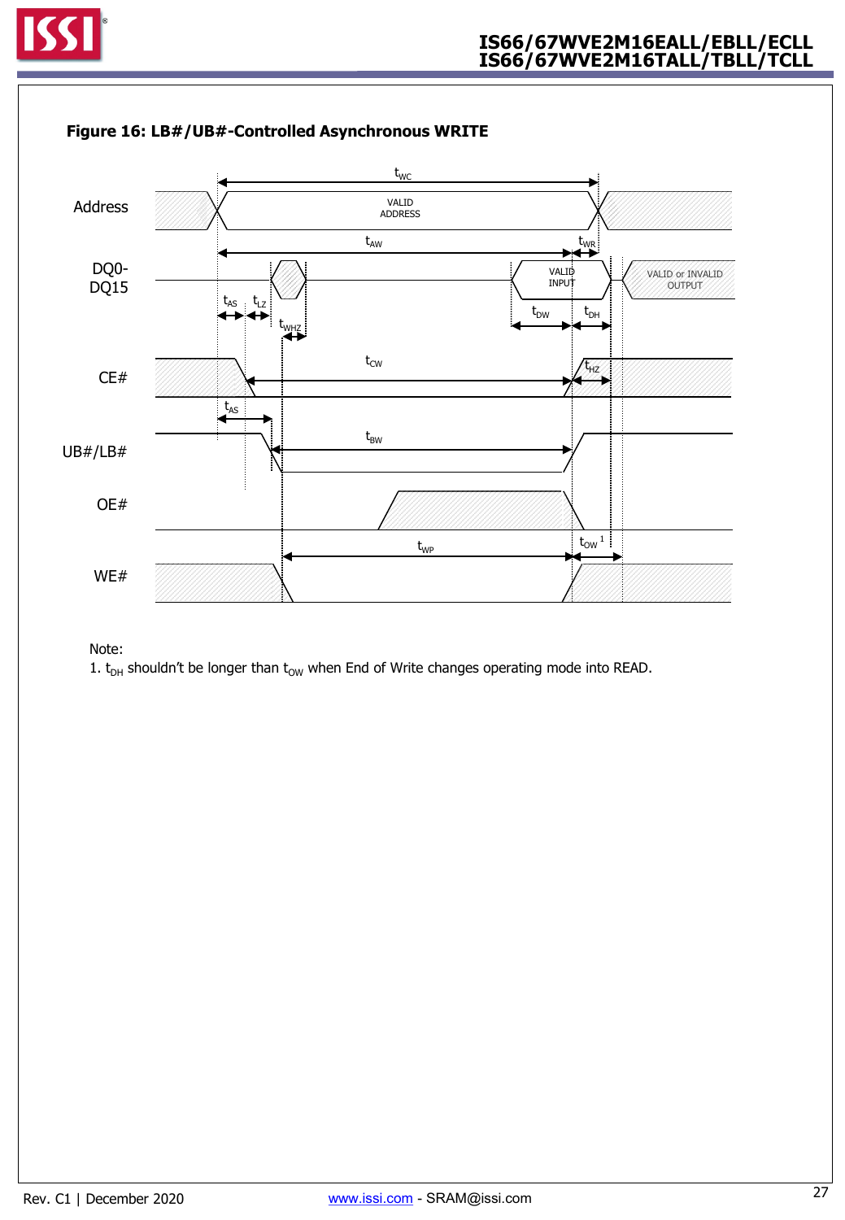**Figure 16: LB#/UB#-Controlled Asynchronous WRITE**

Note:

1. $t_{DH}$ shouldn't be longer than $t_{OW}$ when End of Write changes operating mode into READ.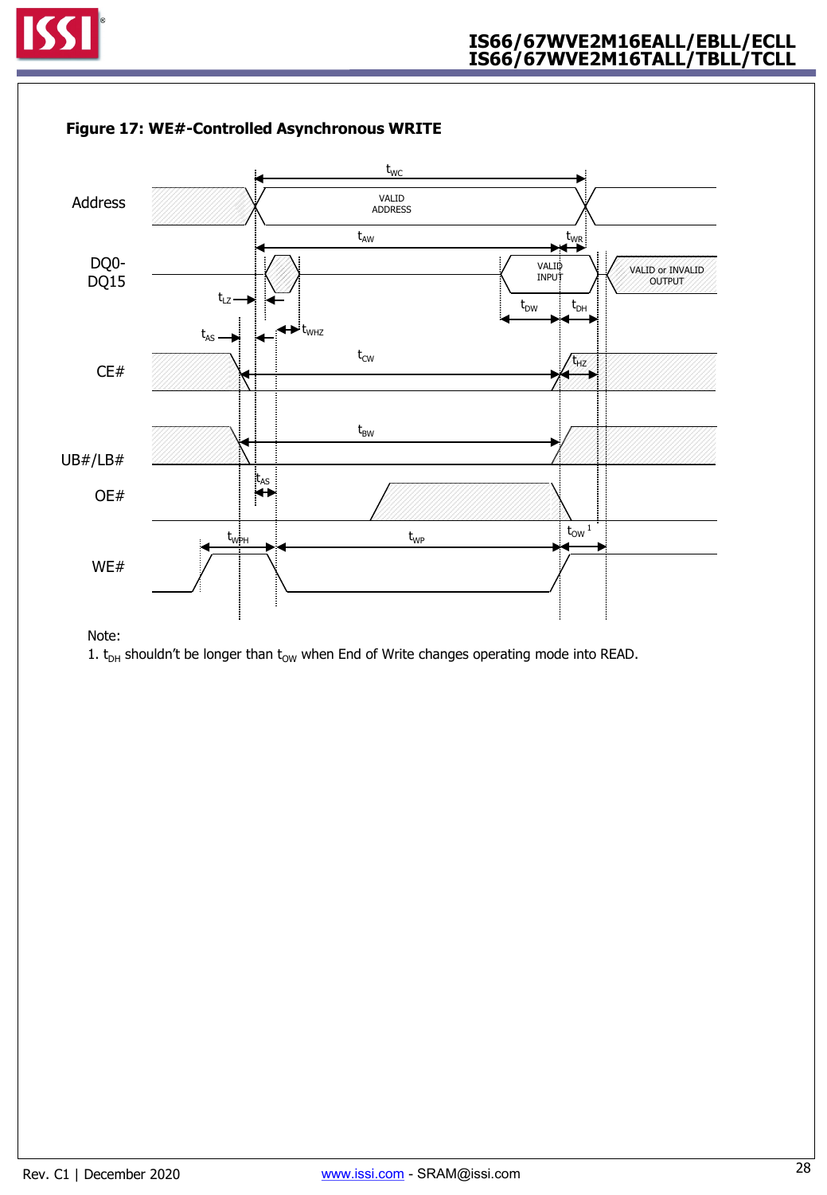**Figure 17: WE#-Controlled Asynchronous WRITE**

Note:

1. $t_{DH}$ shouldn't be longer than $t_{OW}$ when End of Write changes operating mode into READ.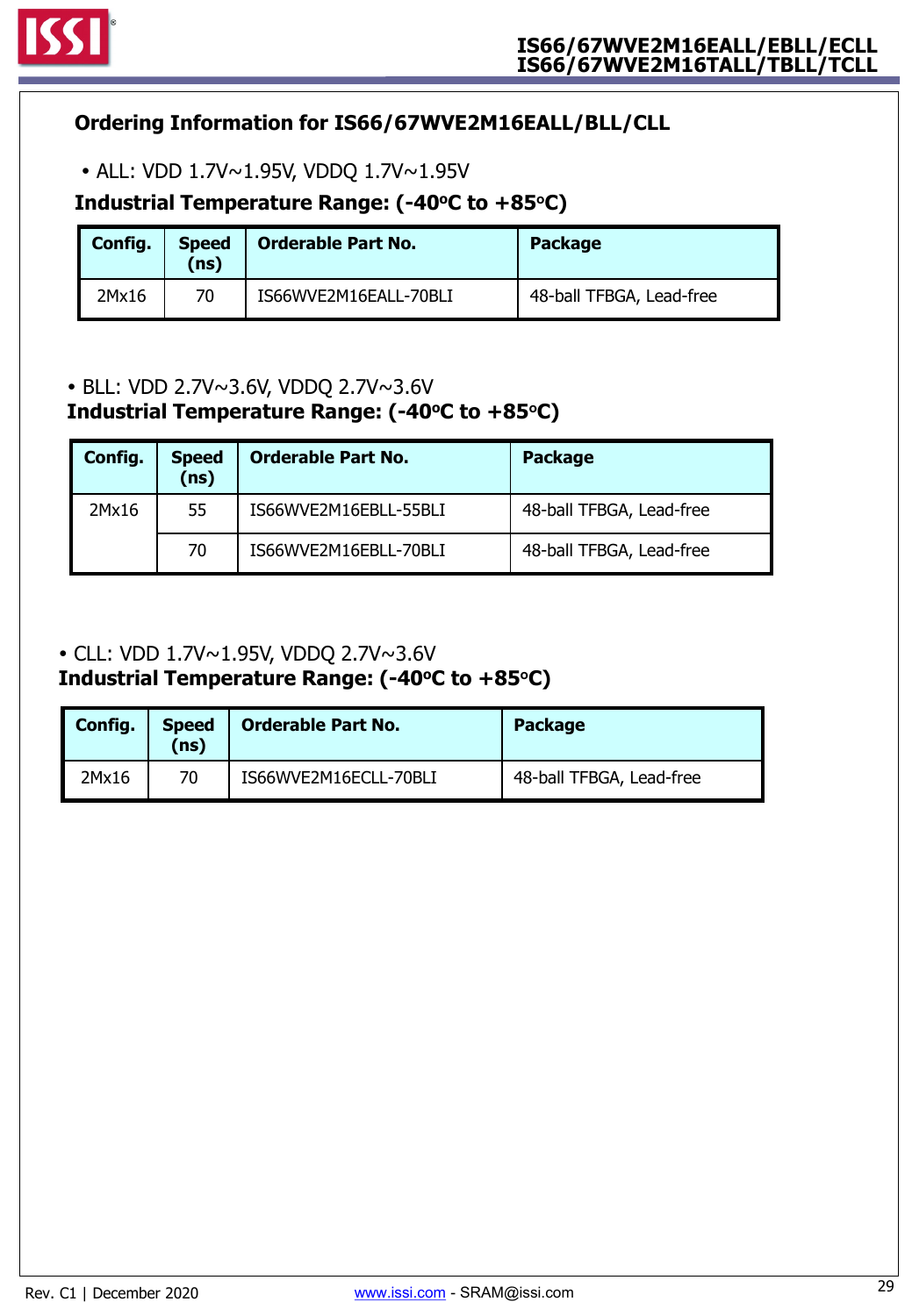## Ordering Information for IS66/67WVE2M16EALL/BLL/CLL

- ALL: VDD 1.7V~1.95V, VDDQ 1.7V~1.95V

**Industrial Temperature Range: (-40°C to +85°C)**

| Config. | Speed (ns) | Orderable Part No. | Package |
|---|---|---|---|
| 2Mx16 | 70 | IS66WVE2M16EALL-70BLI | 48-ball TFBGA, Lead-free |

- BLL: VDD 2.7V~3.6V, VDDQ 2.7V~3.6V

**Industrial Temperature Range: (-40°C to +85°C)**

| Config. | Speed (ns) | Orderable Part No. | Package |
|---|---|---|---|
| 2Mx16 | 55 | IS66WVE2M16EBLL-55BLI | 48-ball TFBGA, Lead-free |
| | 70 | IS66WVE2M16EBLL-70BLI | 48-ball TFBGA, Lead-free |

- CLL: VDD 1.7V~1.95V, VDDQ 2.7V~3.6V

**Industrial Temperature Range: (-40°C to +85°C)**

| Config. | Speed (ns) | Orderable Part No. | Package |
|---|---|---|---|
| 2Mx16 | 70 | IS66WVE2M16ECLL-70BLI | 48-ball TFBGA, Lead-free |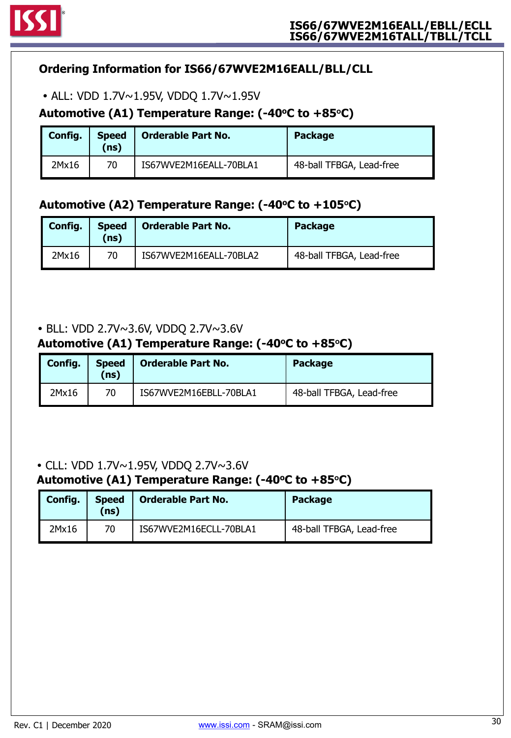## Ordering Information for IS66/67WVE2M16EALL/BLL/CLL

- ALL: VDD 1.7V~1.95V, VDDQ 1.7V~1.95V

### Automotive (A1) Temperature Range: (-40°C to +85°C)

| Config. | Speed (ns) | Orderable Part No. | Package |
|---|---|---|---|
| 2Mx16 | 70 | IS67WVE2M16EALL-70BLA1 | 48-ball TFBGA, Lead-free |

### Automotive (A2) Temperature Range: (-40°C to +105°C)

| Config. | Speed (ns) | Orderable Part No. | Package |
|---|---|---|---|
| 2Mx16 | 70 | IS67WVE2M16EALL-70BLA2 | 48-ball TFBGA, Lead-free |

- BLL: VDD 2.7V~3.6V, VDDQ 2.7V~3.6V

### Automotive (A1) Temperature Range: (-40°C to +85°C)

| Config. | Speed (ns) | Orderable Part No. | Package |
|---|---|---|---|
| 2Mx16 | 70 | IS67WVE2M16EBLL-70BLA1 | 48-ball TFBGA, Lead-free |

- CLL: VDD 1.7V~1.95V, VDDQ 2.7V~3.6V

### Automotive (A1) Temperature Range: (-40°C to +85°C)

| Config. | Speed (ns) | Orderable Part No. | Package |
|---|---|---|---|
| 2Mx16 | 70 | IS67WVE2M16ECLL-70BLA1 | 48-ball TFBGA, Lead-free |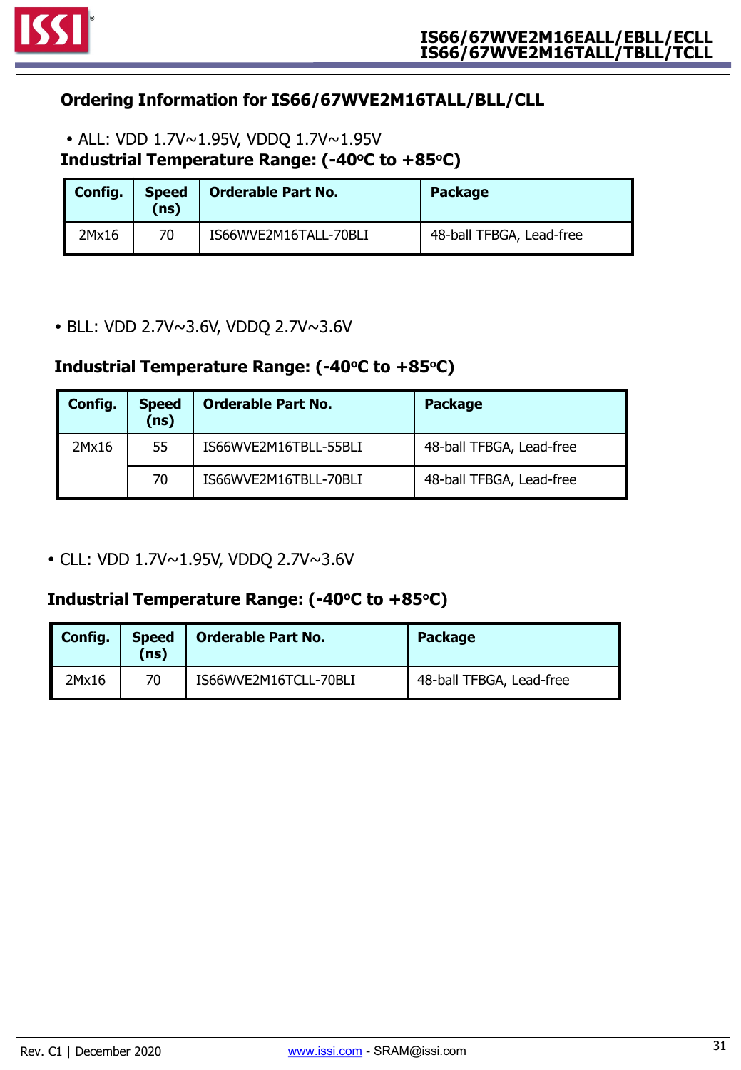## Ordering Information for IS66/67WVE2M16TALL/BLL/CLL

- ALL: VDD 1.7V~1.95V, VDDQ 1.7V~1.95V

### Industrial Temperature Range: (-40°C to +85°C)

| Config. | Speed (ns) | Orderable Part No. | Package |
|---|---|---|---|
| 2Mx16 | 70 | IS66WVE2M16TALL-70BLI | 48-ball TFBGA, Lead-free |

- BLL: VDD 2.7V~3.6V, VDDQ 2.7V~3.6V

### Industrial Temperature Range: (-40°C to +85°C)

| Config. | Speed (ns) | Orderable Part No. | Package |
|---|---|---|---|
| 2Mx16 | 55 | IS66WVE2M16TBLL-55BLI | 48-ball TFBGA, Lead-free |
| | 70 | IS66WVE2M16TBLL-70BLI | 48-ball TFBGA, Lead-free |

- CLL: VDD 1.7V~1.95V, VDDQ 2.7V~3.6V

### Industrial Temperature Range: (-40°C to +85°C)

| Config. | Speed (ns) | Orderable Part No. | Package |
|---|---|---|---|
| 2Mx16 | 70 | IS66WVE2M16TCLL-70BLI | 48-ball TFBGA, Lead-free |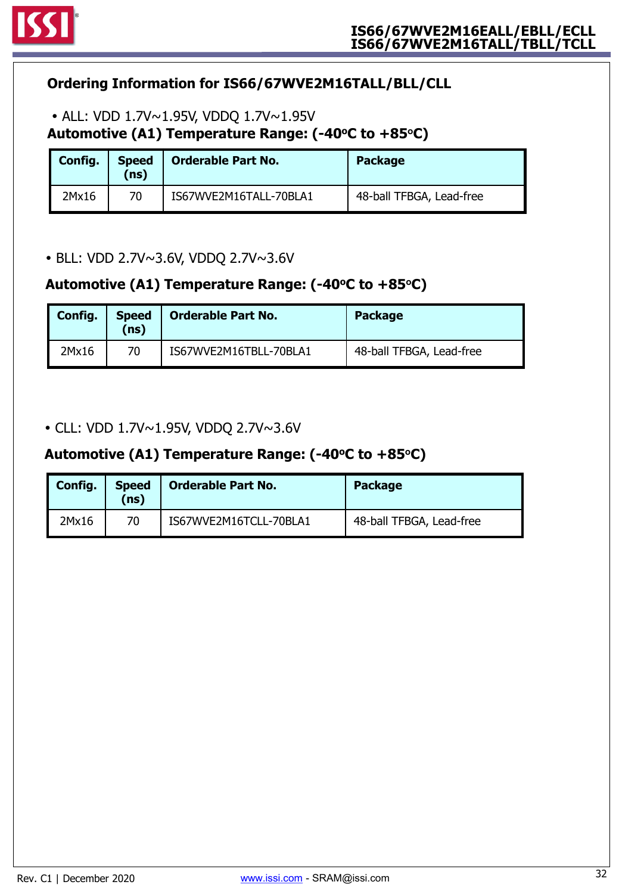## Ordering Information for IS66/67WVE2M16TALL/BLL/CLL

- ALL: VDD 1.7V~1.95V, VDDQ 1.7V~1.95V

**Automotive (A1) Temperature Range: (-40°C to +85°C)**

| Config. | Speed (ns) | Orderable Part No. | Package |
|---|---|---|---|
| 2Mx16 | 70 | IS67WVE2M16TALL-70BLA1 | 48-ball TFBGA, Lead-free |

- BLL: VDD 2.7V~3.6V, VDDQ 2.7V~3.6V

**Automotive (A1) Temperature Range: (-40°C to +85°C)**

| Config. | Speed (ns) | Orderable Part No. | Package |
|---|---|---|---|
| 2Mx16 | 70 | IS67WVE2M16TBLL-70BLA1 | 48-ball TFBGA, Lead-free |

- CLL: VDD 1.7V~1.95V, VDDQ 2.7V~3.6V

**Automotive (A1) Temperature Range: (-40°C to +85°C)**

| Config. | Speed (ns) | Orderable Part No. | Package |
|---|---|---|---|
| 2Mx16 | 70 | IS67WVE2M16TCLL-70BLA1 | 48-ball TFBGA, Lead-free |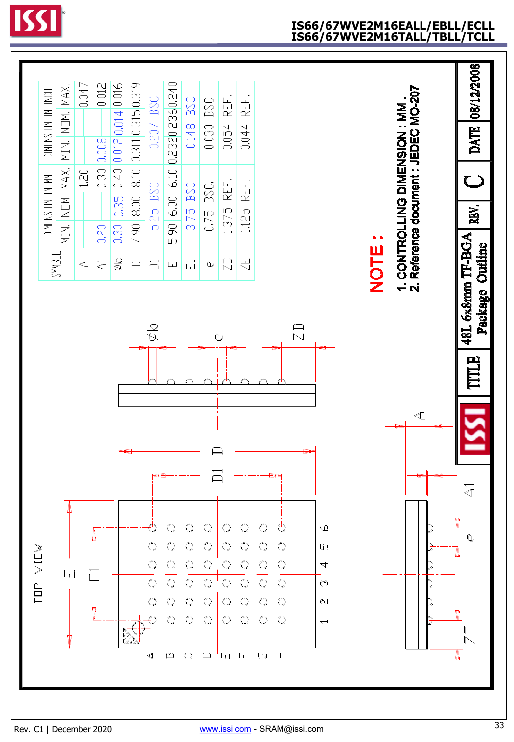| SYMBOL | DIMENSION IN MM | | | DIMENSION IN INCH | | |
|---|---|---|---|---|---|---|
| | MIN. | NOM. | MAX. | MIN. | NOM. | MAX. |
| A | | | 1.20 | | | 0.047 |
| A1 | 0.20 | | 0.30 | 0.008 | | 0.012 |
| ϕb | 0.30 | 0.35 | 0.40 | 0.012 | 0.014 | 0.016 |
| D | 7.90 | 8.00 | 8.10 | 0.311 | 0.315 | 0.319 |
| D1 | | 5.25 BSC | | | 0.207 BSC | |
| E | 5.90 | 6.00 | 6.10 | 0.232 | 0.236 | 0.240 |
| E1 | | 3.75 BSC | | | 0.148 BSC | |
| e | | 0.75 BSC. | | | 0.030 BSC. | |
| ZD | | 1.375 REF. | | | 0.054 REF. | |
| ZE | | 1.125 REF. | | | 0.044 REF. | |

TOP VIEW

A B C D E F G H

1 2 3 4 5 6

E E1 D D1 ϕb e ZD A A1 ZE

**NOTE :**

1. CONTROLLING DIMENSION : MM .
2. Reference document : JEDEC MO-207

| TITLE | 48L 6x8mm TF-BGA Package Outline | REV. | C | DATE | 08/12/2008 |
|---|---|---|---|---|---|

Rev. C1 | December 2020 www.issi.com - SRAM@issi.com